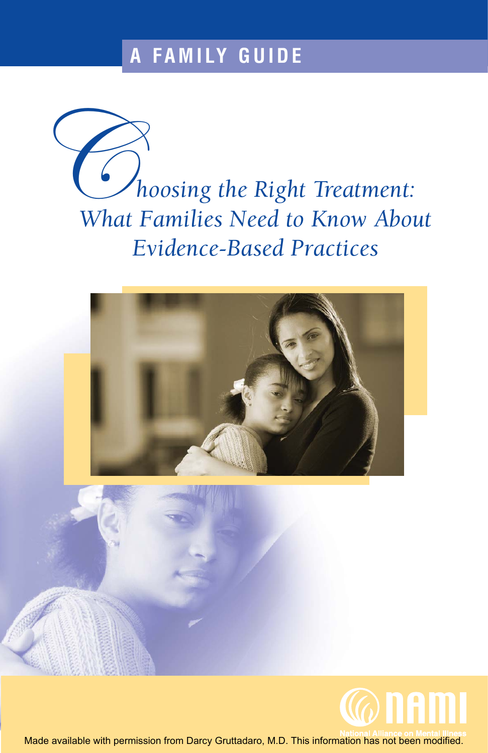A FAMILY GUIDE

# Choosing the Right Treatment: What Families Need to Know About Evidence-Based Practices

NAMI

National Alliance on Mental Illness

Made available with permission from Darcy Gruttadaro, M.D. This information has not been modified.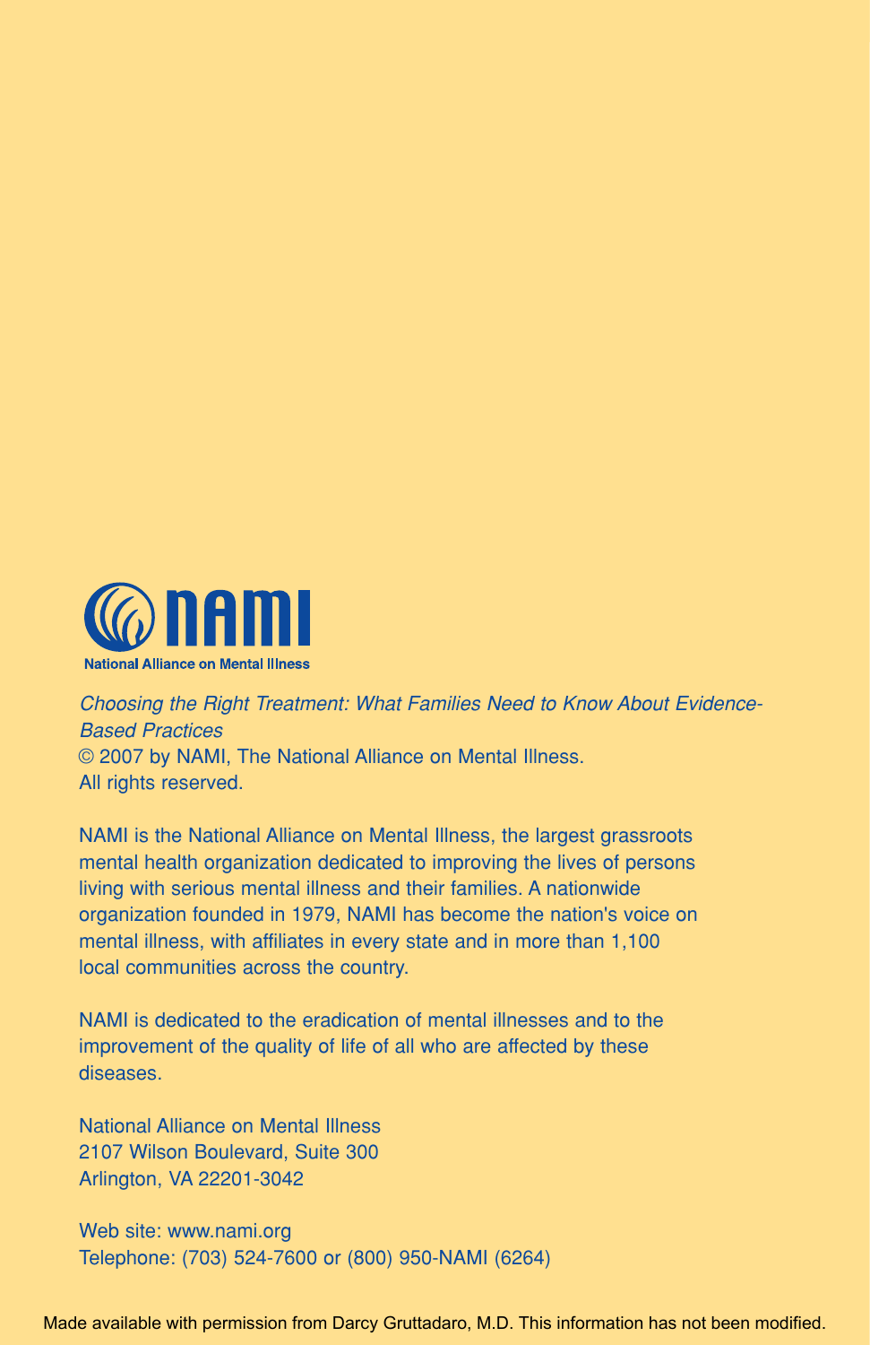NAMI

National Alliance on Mental Illness

*Choosing the Right Treatment: What Families Need to Know About Evidence-Based Practices*
© 2007 by NAMI, The National Alliance on Mental Illness.
All rights reserved.

NAMI is the National Alliance on Mental Illness, the largest grassroots mental health organization dedicated to improving the lives of persons living with serious mental illness and their families. A nationwide organization founded in 1979, NAMI has become the nation's voice on mental illness, with affiliates in every state and in more than 1,100 local communities across the country.

NAMI is dedicated to the eradication of mental illnesses and to the improvement of the quality of life of all who are affected by these diseases.

National Alliance on Mental Illness
2107 Wilson Boulevard, Suite 300
Arlington, VA 22201-3042

Web site: www.nami.org
Telephone: (703) 524-7600 or (800) 950-NAMI (6264)

Made available with permission from Darcy Gruttadaro, M.D. This information has not been modified.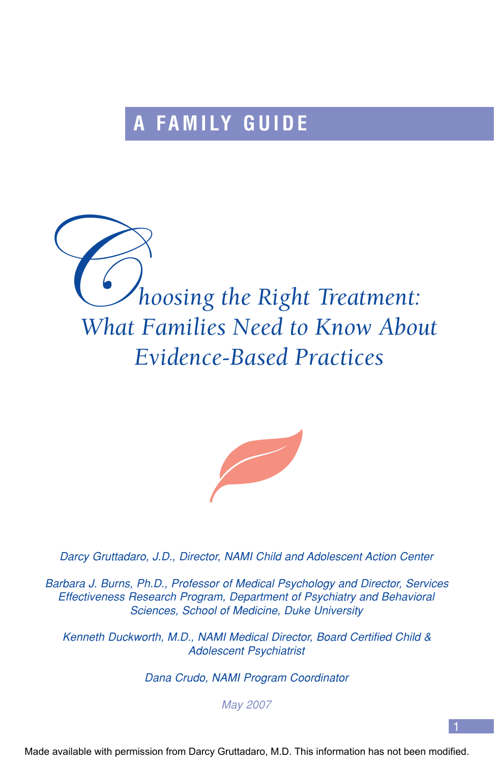A FAMILY GUIDE

# Choosing the Right Treatment: What Families Need to Know About Evidence-Based Practices

*Darcy Gruttadaro, J.D., Director, NAMI Child and Adolescent Action Center*

*Barbara J. Burns, Ph.D., Professor of Medical Psychology and Director, Services Effectiveness Research Program, Department of Psychiatry and Behavioral Sciences, School of Medicine, Duke University*

*Kenneth Duckworth, M.D., NAMI Medical Director, Board Certified Child & Adolescent Psychiatrist*

*Dana Crudo, NAMI Program Coordinator*

*May 2007*

Made available with permission from Darcy Gruttadaro, M.D. This information has not been modified.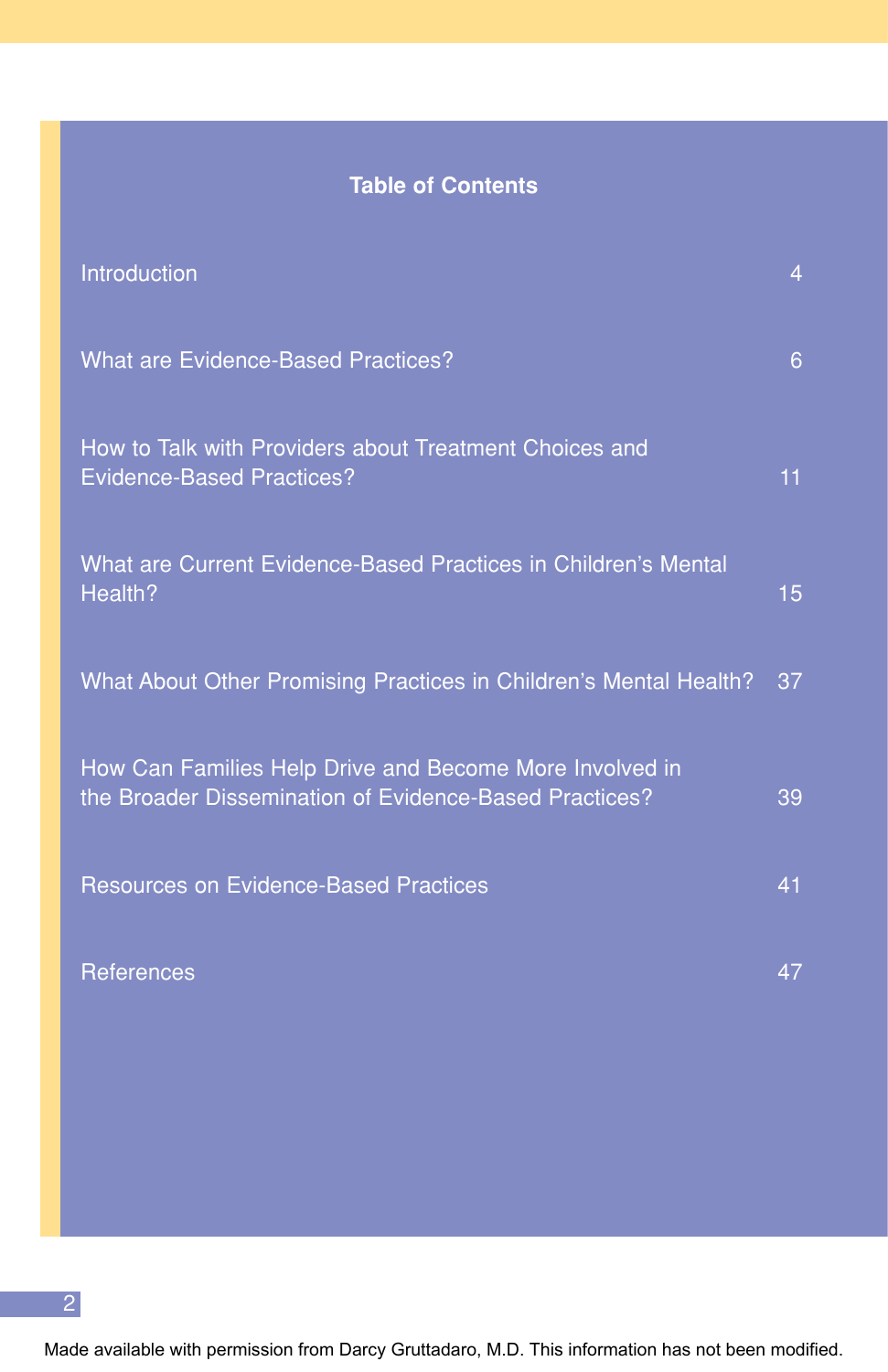## Table of Contents

| | |
|---|---|
| Introduction | 4 |
| What are Evidence-Based Practices? | 6 |
| How to Talk with Providers about Treatment Choices and Evidence-Based Practices? | 11 |
| What are Current Evidence-Based Practices in Children's Mental Health? | 15 |
| What About Other Promising Practices in Children's Mental Health? | 37 |
| How Can Families Help Drive and Become More Involved in the Broader Dissemination of Evidence-Based Practices? | 39 |
| Resources on Evidence-Based Practices | 41 |
| References | 47 |

Made available with permission from Darcy Gruttadaro, M.D. This information has not been modified.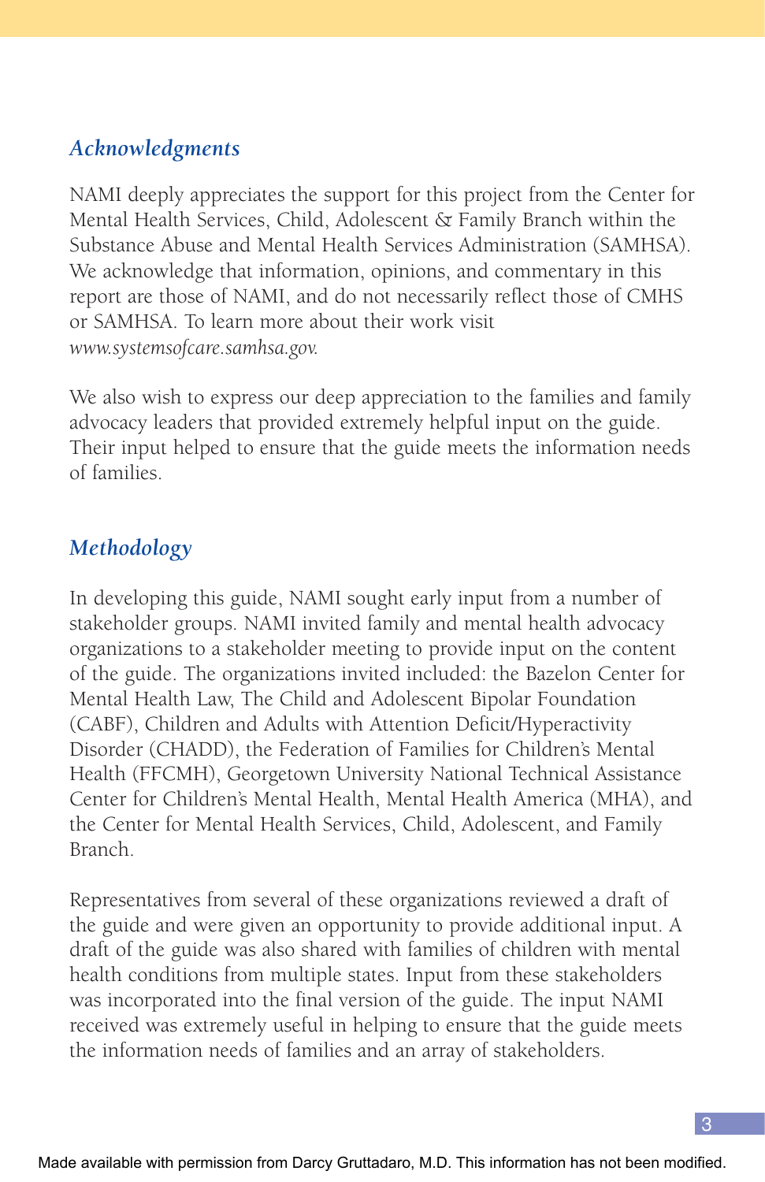## *Acknowledgments*

NAMI deeply appreciates the support for this project from the Center for Mental Health Services, Child, Adolescent & Family Branch within the Substance Abuse and Mental Health Services Administration (SAMHSA). We acknowledge that information, opinions, and commentary in this report are those of NAMI, and do not necessarily reflect those of CMHS or SAMHSA. To learn more about their work visit *www.systemsofcare.samhsa.gov.*

We also wish to express our deep appreciation to the families and family advocacy leaders that provided extremely helpful input on the guide. Their input helped to ensure that the guide meets the information needs of families.

## *Methodology*

In developing this guide, NAMI sought early input from a number of stakeholder groups. NAMI invited family and mental health advocacy organizations to a stakeholder meeting to provide input on the content of the guide. The organizations invited included: the Bazelon Center for Mental Health Law, The Child and Adolescent Bipolar Foundation (CABF), Children and Adults with Attention Deficit/Hyperactivity Disorder (CHADD), the Federation of Families for Children's Mental Health (FFCMH), Georgetown University National Technical Assistance Center for Children's Mental Health, Mental Health America (MHA), and the Center for Mental Health Services, Child, Adolescent, and Family Branch.

Representatives from several of these organizations reviewed a draft of the guide and were given an opportunity to provide additional input. A draft of the guide was also shared with families of children with mental health conditions from multiple states. Input from these stakeholders was incorporated into the final version of the guide. The input NAMI received was extremely useful in helping to ensure that the guide meets the information needs of families and an array of stakeholders.

Made available with permission from Darcy Gruttadaro, M.D. This information has not been modified.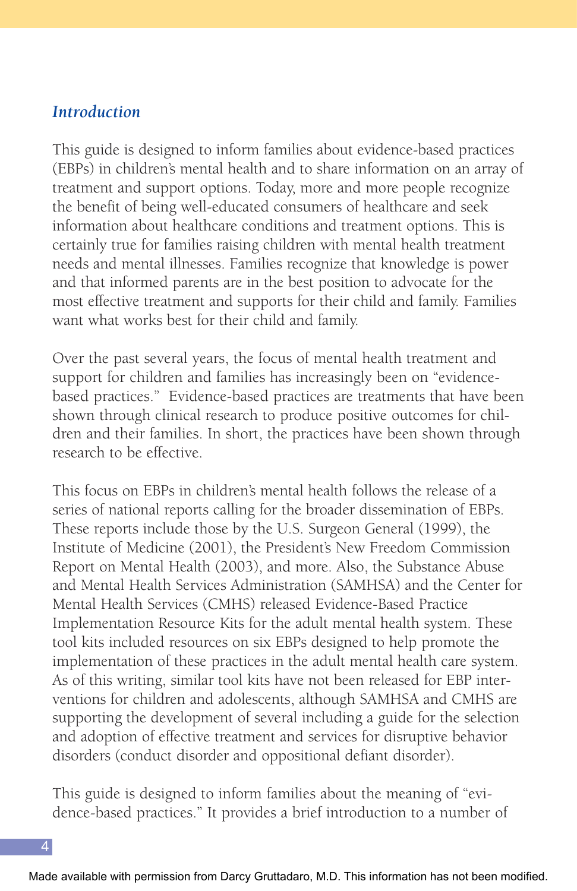## *Introduction*

This guide is designed to inform families about evidence-based practices (EBPs) in children's mental health and to share information on an array of treatment and support options. Today, more and more people recognize the benefit of being well-educated consumers of healthcare and seek information about healthcare conditions and treatment options. This is certainly true for families raising children with mental health treatment needs and mental illnesses. Families recognize that knowledge is power and that informed parents are in the best position to advocate for the most effective treatment and supports for their child and family. Families want what works best for their child and family.

Over the past several years, the focus of mental health treatment and support for children and families has increasingly been on "evidence-based practices." Evidence-based practices are treatments that have been shown through clinical research to produce positive outcomes for children and their families. In short, the practices have been shown through research to be effective.

This focus on EBPs in children's mental health follows the release of a series of national reports calling for the broader dissemination of EBPs. These reports include those by the U.S. Surgeon General (1999), the Institute of Medicine (2001), the President's New Freedom Commission Report on Mental Health (2003), and more. Also, the Substance Abuse and Mental Health Services Administration (SAMHSA) and the Center for Mental Health Services (CMHS) released Evidence-Based Practice Implementation Resource Kits for the adult mental health system. These tool kits included resources on six EBPs designed to help promote the implementation of these practices in the adult mental health care system. As of this writing, similar tool kits have not been released for EBP interventions for children and adolescents, although SAMHSA and CMHS are supporting the development of several including a guide for the selection and adoption of effective treatment and services for disruptive behavior disorders (conduct disorder and oppositional defiant disorder).

This guide is designed to inform families about the meaning of "evidence-based practices." It provides a brief introduction to a number of

Made available with permission from Darcy Gruttadaro, M.D. This information has not been modified.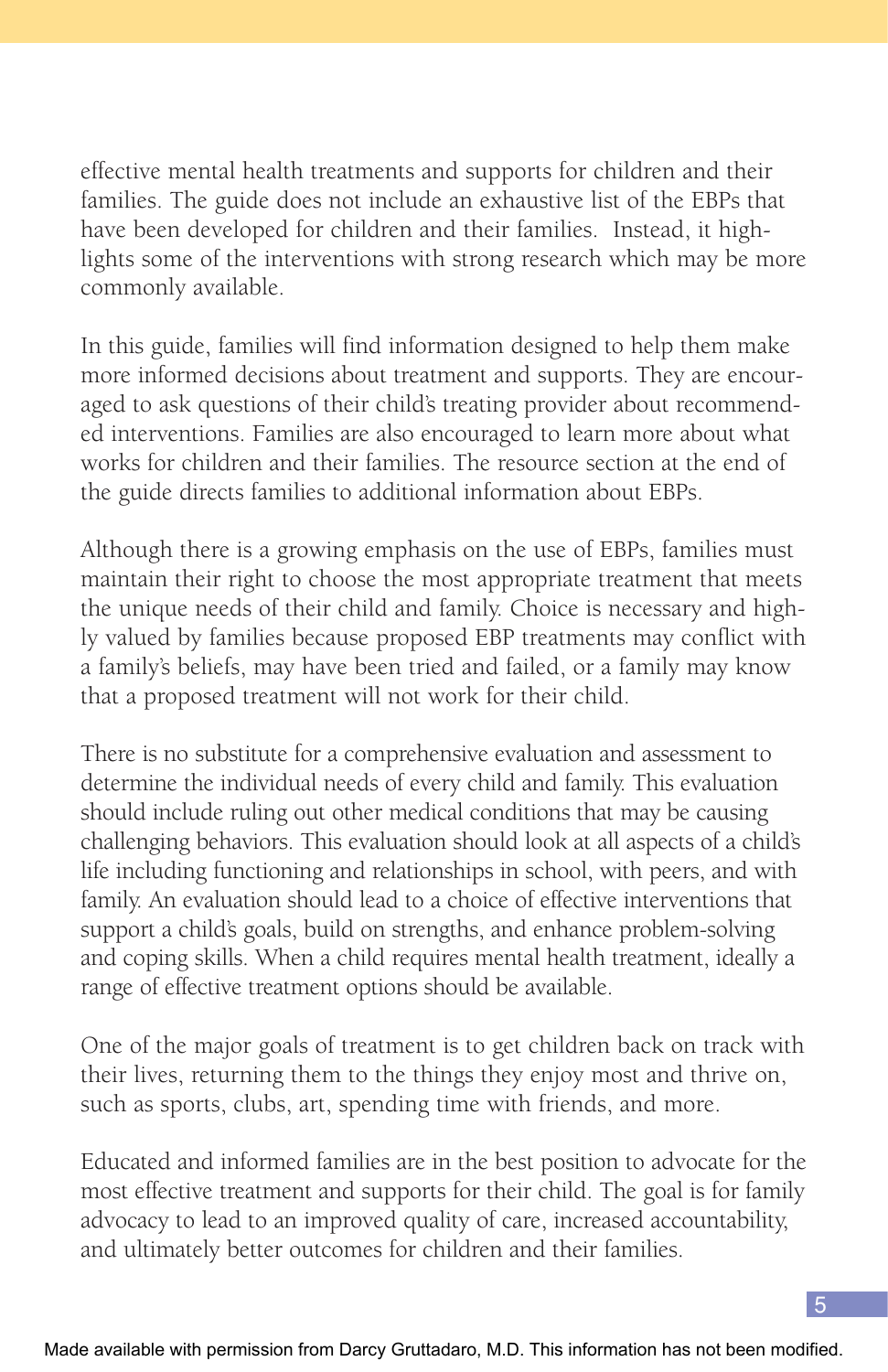effective mental health treatments and supports for children and their families. The guide does not include an exhaustive list of the EBPs that have been developed for children and their families. Instead, it highlights some of the interventions with strong research which may be more commonly available.

In this guide, families will find information designed to help them make more informed decisions about treatment and supports. They are encouraged to ask questions of their child's treating provider about recommended interventions. Families are also encouraged to learn more about what works for children and their families. The resource section at the end of the guide directs families to additional information about EBPs.

Although there is a growing emphasis on the use of EBPs, families must maintain their right to choose the most appropriate treatment that meets the unique needs of their child and family. Choice is necessary and highly valued by families because proposed EBP treatments may conflict with a family's beliefs, may have been tried and failed, or a family may know that a proposed treatment will not work for their child.

There is no substitute for a comprehensive evaluation and assessment to determine the individual needs of every child and family. This evaluation should include ruling out other medical conditions that may be causing challenging behaviors. This evaluation should look at all aspects of a child's life including functioning and relationships in school, with peers, and with family. An evaluation should lead to a choice of effective interventions that support a child's goals, build on strengths, and enhance problem-solving and coping skills. When a child requires mental health treatment, ideally a range of effective treatment options should be available.

One of the major goals of treatment is to get children back on track with their lives, returning them to the things they enjoy most and thrive on, such as sports, clubs, art, spending time with friends, and more.

Educated and informed families are in the best position to advocate for the most effective treatment and supports for their child. The goal is for family advocacy to lead to an improved quality of care, increased accountability, and ultimately better outcomes for children and their families.

Made available with permission from Darcy Gruttadaro, M.D. This information has not been modified.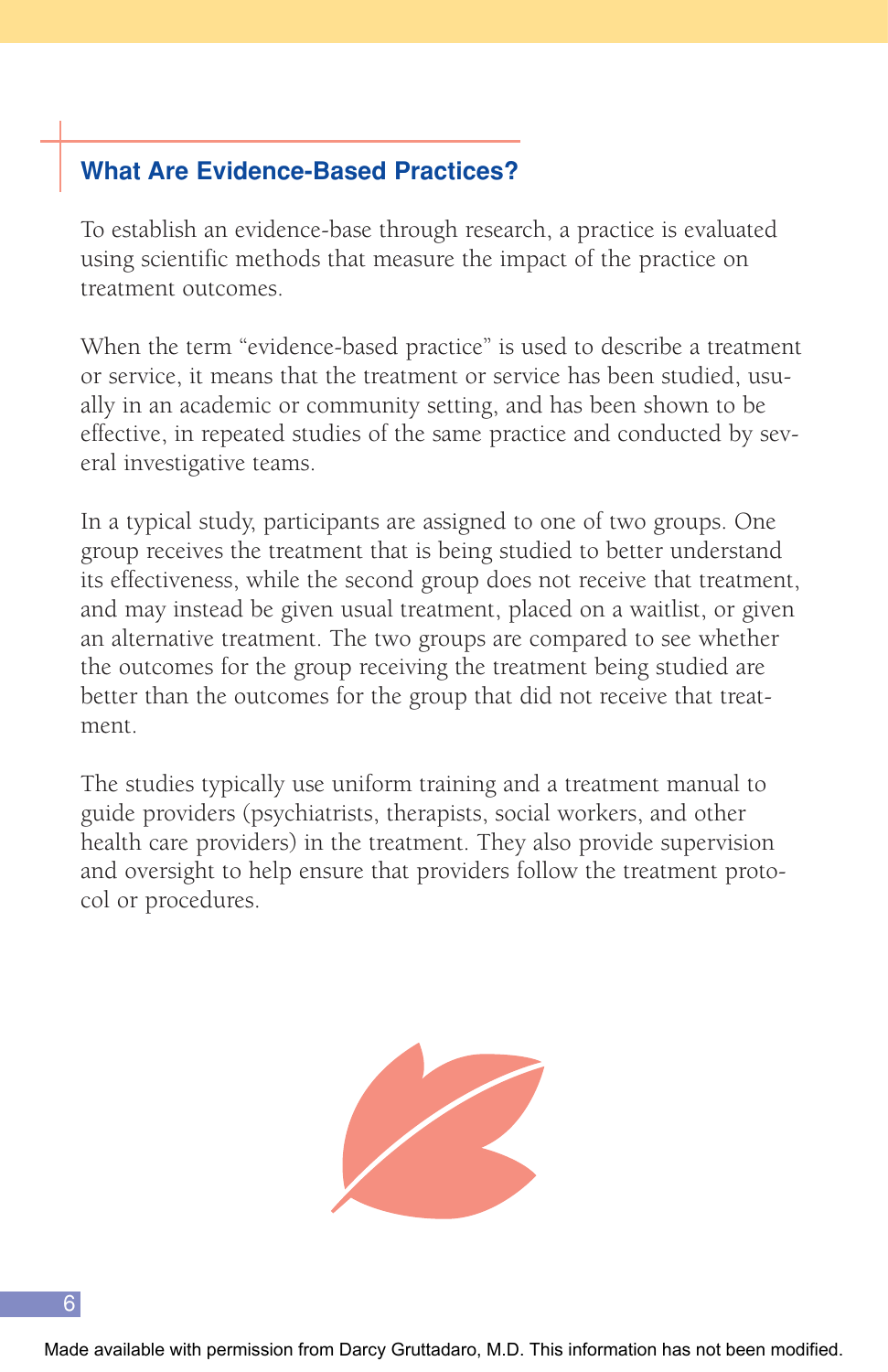## What Are Evidence-Based Practices?

To establish an evidence-base through research, a practice is evaluated using scientific methods that measure the impact of the practice on treatment outcomes.

When the term "evidence-based practice" is used to describe a treatment or service, it means that the treatment or service has been studied, usually in an academic or community setting, and has been shown to be effective, in repeated studies of the same practice and conducted by several investigative teams.

In a typical study, participants are assigned to one of two groups. One group receives the treatment that is being studied to better understand its effectiveness, while the second group does not receive that treatment, and may instead be given usual treatment, placed on a waitlist, or given an alternative treatment. The two groups are compared to see whether the outcomes for the group receiving the treatment being studied are better than the outcomes for the group that did not receive that treatment.

The studies typically use uniform training and a treatment manual to guide providers (psychiatrists, therapists, social workers, and other health care providers) in the treatment. They also provide supervision and oversight to help ensure that providers follow the treatment protocol or procedures.

Made available with permission from Darcy Gruttadaro, M.D. This information has not been modified.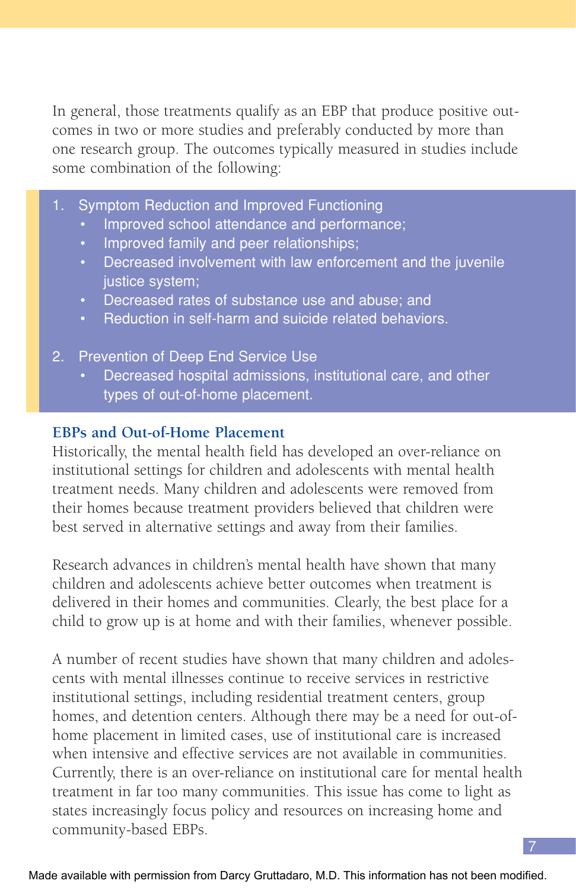In general, those treatments qualify as an EBP that produce positive outcomes in two or more studies and preferably conducted by more than one research group. The outcomes typically measured in studies include some combination of the following:

1. Symptom Reduction and Improved Functioning
   - Improved school attendance and performance;
   - Improved family and peer relationships;
   - Decreased involvement with law enforcement and the juvenile justice system;
   - Decreased rates of substance use and abuse; and
   - Reduction in self-harm and suicide related behaviors.

2. Prevention of Deep End Service Use
   - Decreased hospital admissions, institutional care, and other types of out-of-home placement.

### EBPs and Out-of-Home Placement

Historically, the mental health field has developed an over-reliance on institutional settings for children and adolescents with mental health treatment needs. Many children and adolescents were removed from their homes because treatment providers believed that children were best served in alternative settings and away from their families.

Research advances in children's mental health have shown that many children and adolescents achieve better outcomes when treatment is delivered in their homes and communities. Clearly, the best place for a child to grow up is at home and with their families, whenever possible.

A number of recent studies have shown that many children and adolescents with mental illnesses continue to receive services in restrictive institutional settings, including residential treatment centers, group homes, and detention centers. Although there may be a need for out-of-home placement in limited cases, use of institutional care is increased when intensive and effective services are not available in communities. Currently, there is an over-reliance on institutional care for mental health treatment in far too many communities. This issue has come to light as states increasingly focus policy and resources on increasing home and community-based EBPs.

Made available with permission from Darcy Gruttadaro, M.D. This information has not been modified.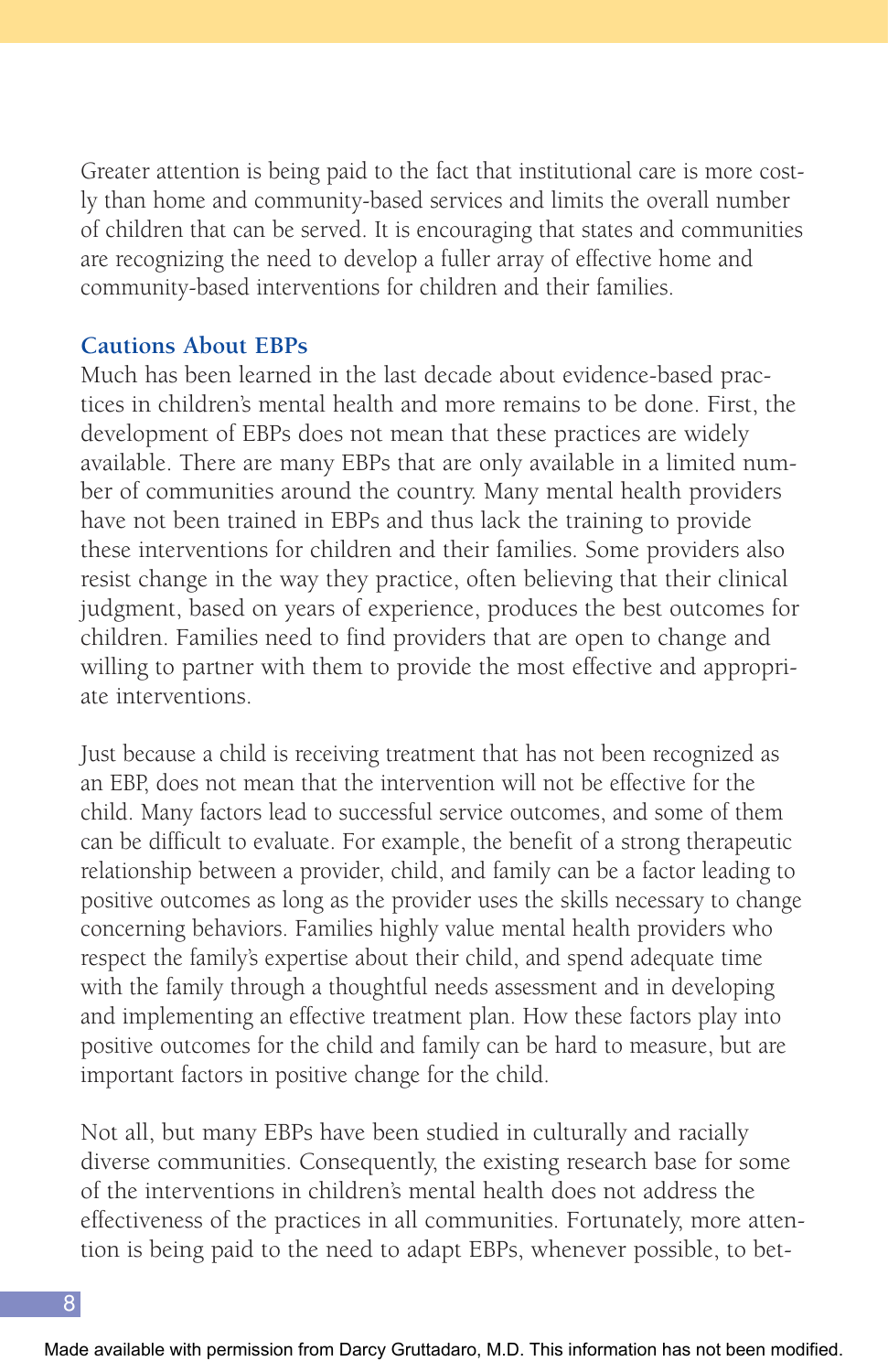Greater attention is being paid to the fact that institutional care is more costly than home and community-based services and limits the overall number of children that can be served. It is encouraging that states and communities are recognizing the need to develop a fuller array of effective home and community-based interventions for children and their families.

### Cautions About EBPs

Much has been learned in the last decade about evidence-based practices in children's mental health and more remains to be done. First, the development of EBPs does not mean that these practices are widely available. There are many EBPs that are only available in a limited number of communities around the country. Many mental health providers have not been trained in EBPs and thus lack the training to provide these interventions for children and their families. Some providers also resist change in the way they practice, often believing that their clinical judgment, based on years of experience, produces the best outcomes for children. Families need to find providers that are open to change and willing to partner with them to provide the most effective and appropriate interventions.

Just because a child is receiving treatment that has not been recognized as an EBP, does not mean that the intervention will not be effective for the child. Many factors lead to successful service outcomes, and some of them can be difficult to evaluate. For example, the benefit of a strong therapeutic relationship between a provider, child, and family can be a factor leading to positive outcomes as long as the provider uses the skills necessary to change concerning behaviors. Families highly value mental health providers who respect the family's expertise about their child, and spend adequate time with the family through a thoughtful needs assessment and in developing and implementing an effective treatment plan. How these factors play into positive outcomes for the child and family can be hard to measure, but are important factors in positive change for the child.

Not all, but many EBPs have been studied in culturally and racially diverse communities. Consequently, the existing research base for some of the interventions in children's mental health does not address the effectiveness of the practices in all communities. Fortunately, more attention is being paid to the need to adapt EBPs, whenever possible, to bet-

Made available with permission from Darcy Gruttadaro, M.D. This information has not been modified.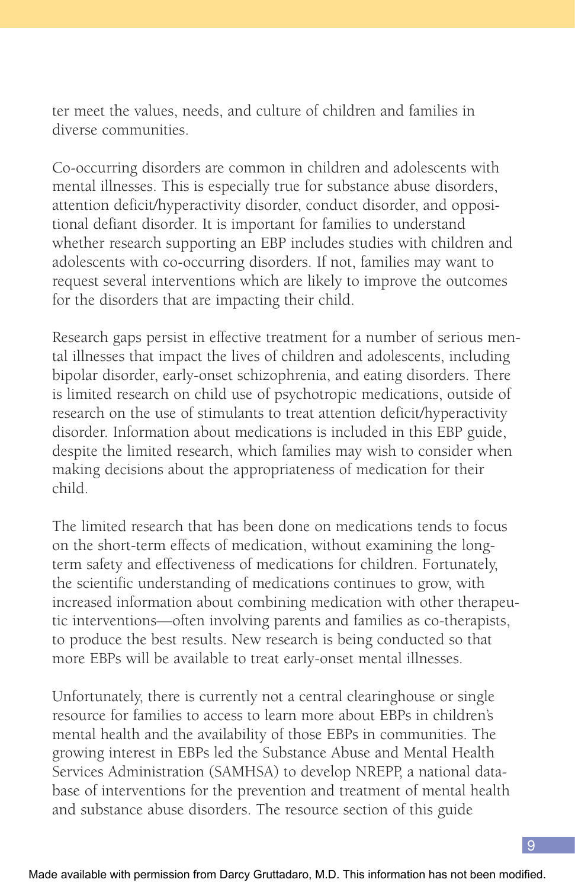ter meet the values, needs, and culture of children and families in diverse communities.

Co-occurring disorders are common in children and adolescents with mental illnesses. This is especially true for substance abuse disorders, attention deficit/hyperactivity disorder, conduct disorder, and oppositional defiant disorder. It is important for families to understand whether research supporting an EBP includes studies with children and adolescents with co-occurring disorders. If not, families may want to request several interventions which are likely to improve the outcomes for the disorders that are impacting their child.

Research gaps persist in effective treatment for a number of serious mental illnesses that impact the lives of children and adolescents, including bipolar disorder, early-onset schizophrenia, and eating disorders. There is limited research on child use of psychotropic medications, outside of research on the use of stimulants to treat attention deficit/hyperactivity disorder. Information about medications is included in this EBP guide, despite the limited research, which families may wish to consider when making decisions about the appropriateness of medication for their child.

The limited research that has been done on medications tends to focus on the short-term effects of medication, without examining the long-term safety and effectiveness of medications for children. Fortunately, the scientific understanding of medications continues to grow, with increased information about combining medication with other therapeutic interventions—often involving parents and families as co-therapists, to produce the best results. New research is being conducted so that more EBPs will be available to treat early-onset mental illnesses.

Unfortunately, there is currently not a central clearinghouse or single resource for families to access to learn more about EBPs in children's mental health and the availability of those EBPs in communities. The growing interest in EBPs led the Substance Abuse and Mental Health Services Administration (SAMHSA) to develop NREPP, a national database of interventions for the prevention and treatment of mental health and substance abuse disorders. The resource section of this guide

Made available with permission from Darcy Gruttadaro, M.D. This information has not been modified.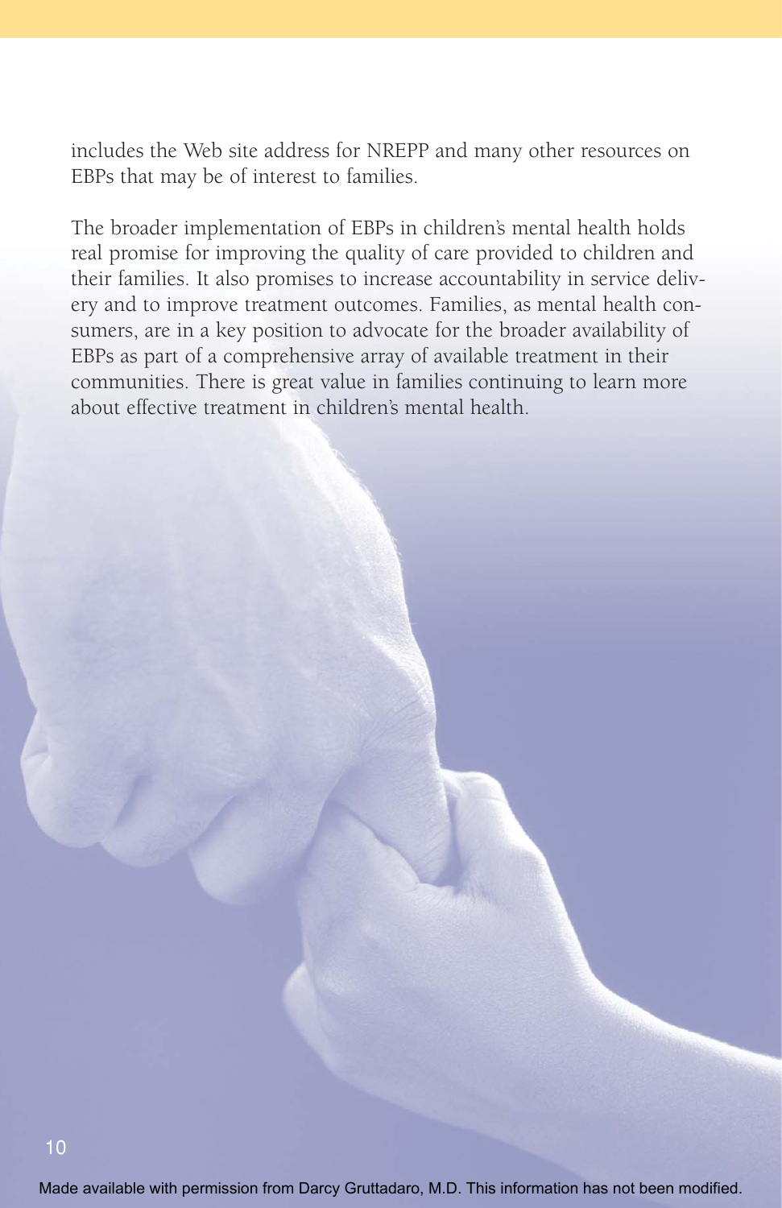includes the Web site address for NREPP and many other resources on EBPs that may be of interest to families.

The broader implementation of EBPs in children's mental health holds real promise for improving the quality of care provided to children and their families. It also promises to increase accountability in service delivery and to improve treatment outcomes. Families, as mental health consumers, are in a key position to advocate for the broader availability of EBPs as part of a comprehensive array of available treatment in their communities. There is great value in families continuing to learn more about effective treatment in children's mental health.

Made available with permission from Darcy Gruttadaro, M.D. This information has not been modified.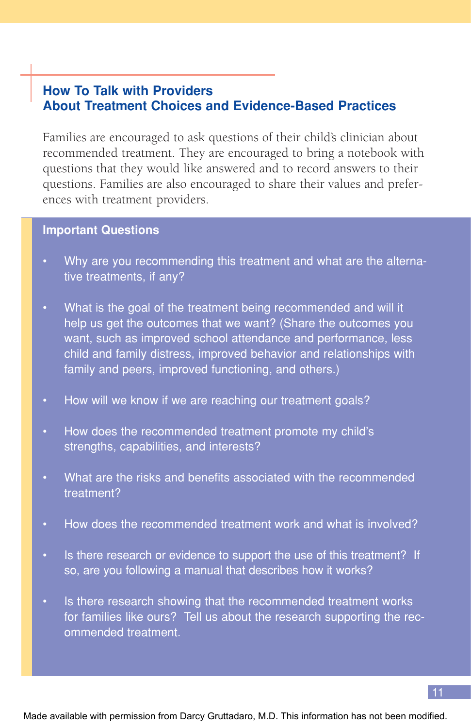## How To Talk with Providers About Treatment Choices and Evidence-Based Practices

Families are encouraged to ask questions of their child's clinician about recommended treatment. They are encouraged to bring a notebook with questions that they would like answered and to record answers to their questions. Families are also encouraged to share their values and preferences with treatment providers.

**Important Questions**

- Why are you recommending this treatment and what are the alternative treatments, if any?
- What is the goal of the treatment being recommended and will it help us get the outcomes that we want? (Share the outcomes you want, such as improved school attendance and performance, less child and family distress, improved behavior and relationships with family and peers, improved functioning, and others.)
- How will we know if we are reaching our treatment goals?
- How does the recommended treatment promote my child's strengths, capabilities, and interests?
- What are the risks and benefits associated with the recommended treatment?
- How does the recommended treatment work and what is involved?
- Is there research or evidence to support the use of this treatment? If so, are you following a manual that describes how it works?
- Is there research showing that the recommended treatment works for families like ours? Tell us about the research supporting the recommended treatment.

Made available with permission from Darcy Gruttadaro, M.D. This information has not been modified.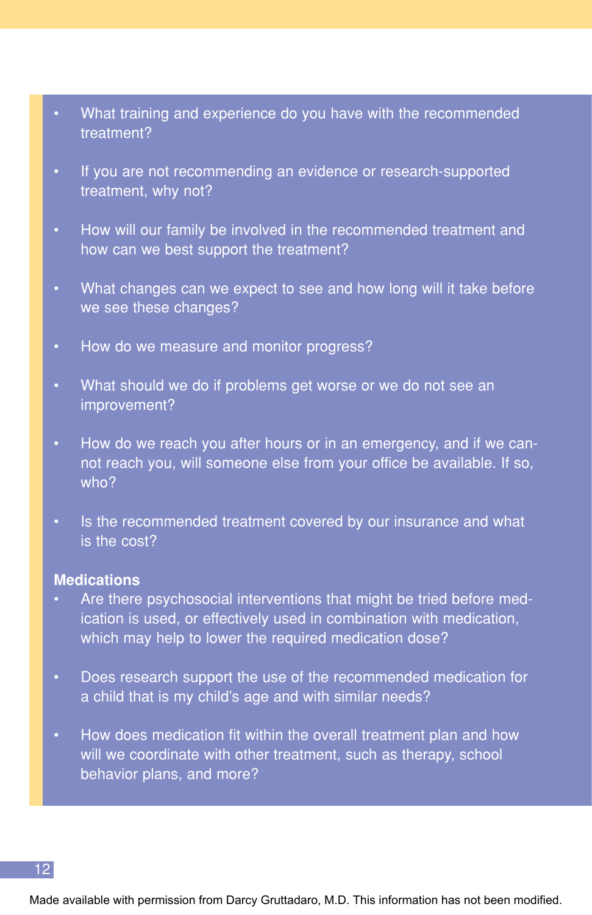- What training and experience do you have with the recommended treatment?
- If you are not recommending an evidence or research-supported treatment, why not?
- How will our family be involved in the recommended treatment and how can we best support the treatment?
- What changes can we expect to see and how long will it take before we see these changes?
- How do we measure and monitor progress?
- What should we do if problems get worse or we do not see an improvement?
- How do we reach you after hours or in an emergency, and if we cannot reach you, will someone else from your office be available. If so, who?
- Is the recommended treatment covered by our insurance and what is the cost?

**Medications**

- Are there psychosocial interventions that might be tried before medication is used, or effectively used in combination with medication, which may help to lower the required medication dose?
- Does research support the use of the recommended medication for a child that is my child's age and with similar needs?
- How does medication fit within the overall treatment plan and how will we coordinate with other treatment, such as therapy, school behavior plans, and more?

Made available with permission from Darcy Gruttadaro, M.D. This information has not been modified.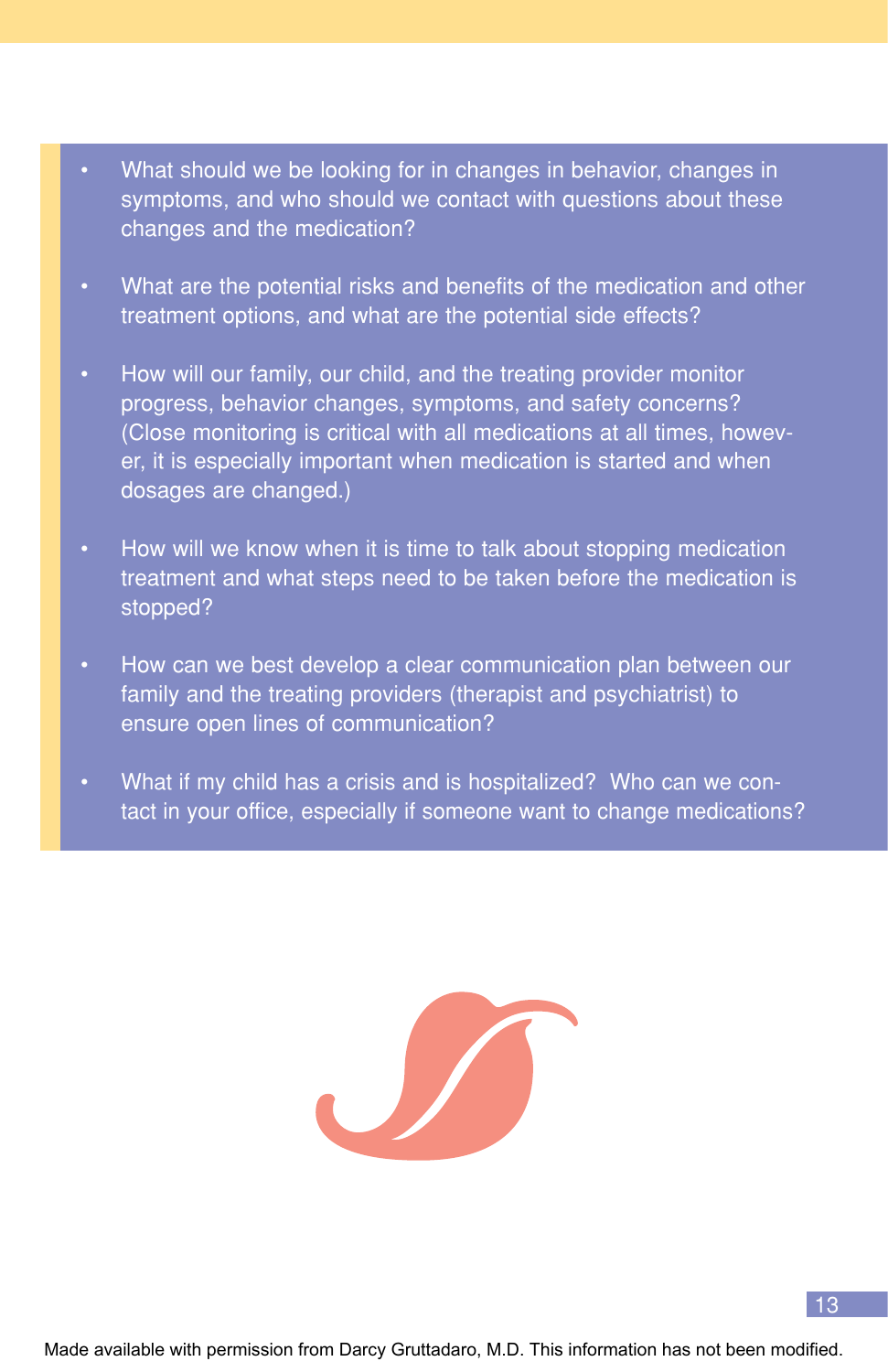- What should we be looking for in changes in behavior, changes in symptoms, and who should we contact with questions about these changes and the medication?

- What are the potential risks and benefits of the medication and other treatment options, and what are the potential side effects?

- How will our family, our child, and the treating provider monitor progress, behavior changes, symptoms, and safety concerns? (Close monitoring is critical with all medications at all times, however, it is especially important when medication is started and when dosages are changed.)

- How will we know when it is time to talk about stopping medication treatment and what steps need to be taken before the medication is stopped?

- How can we best develop a clear communication plan between our family and the treating providers (therapist and psychiatrist) to ensure open lines of communication?

- What if my child has a crisis and is hospitalized? Who can we contact in your office, especially if someone want to change medications?

Made available with permission from Darcy Gruttadaro, M.D. This information has not been modified.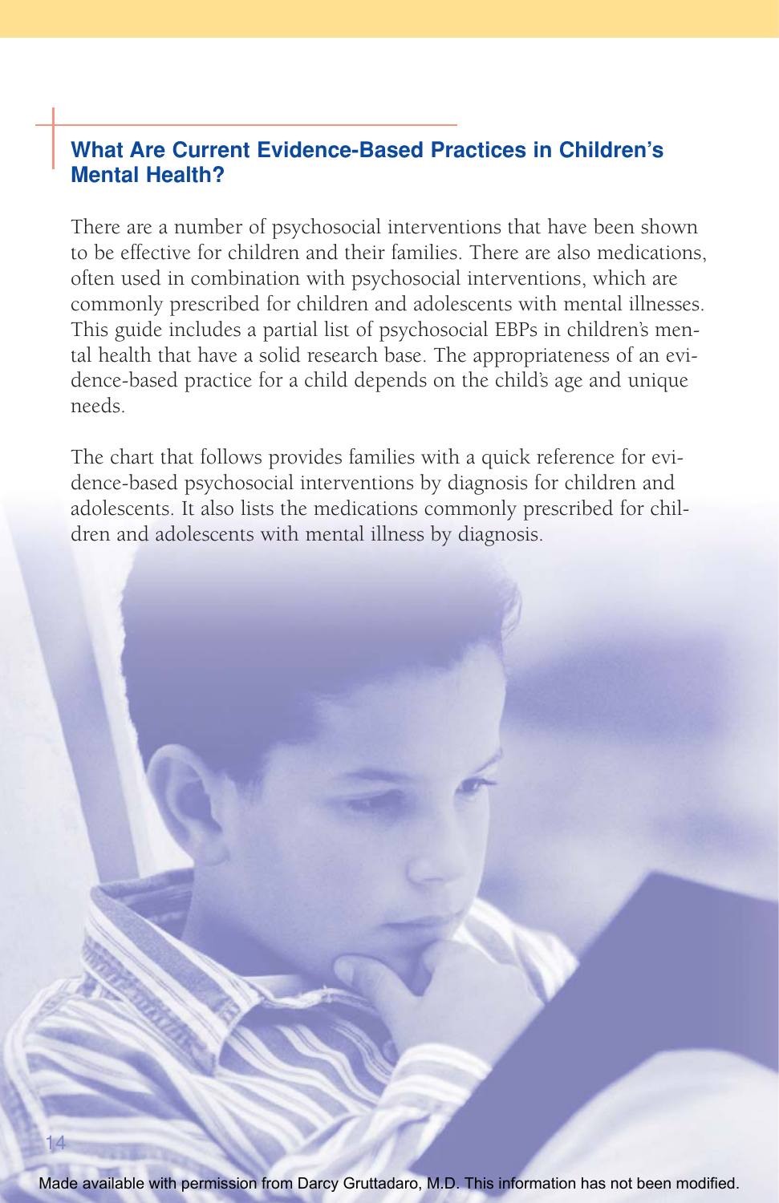## What Are Current Evidence-Based Practices in Children's Mental Health?

There are a number of psychosocial interventions that have been shown to be effective for children and their families. There are also medications, often used in combination with psychosocial interventions, which are commonly prescribed for children and adolescents with mental illnesses. This guide includes a partial list of psychosocial EBPs in children's mental health that have a solid research base. The appropriateness of an evidence-based practice for a child depends on the child's age and unique needs.

The chart that follows provides families with a quick reference for evidence-based psychosocial interventions by diagnosis for children and adolescents. It also lists the medications commonly prescribed for children and adolescents with mental illness by diagnosis.

Made available with permission from Darcy Gruttadaro, M.D. This information has not been modified.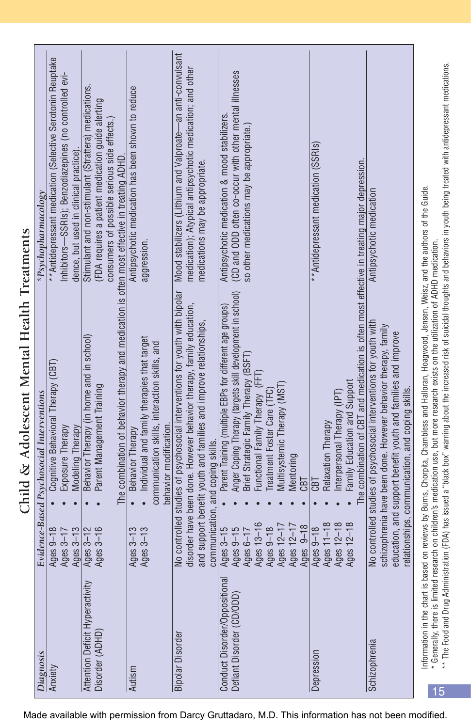# Child & Adolescent Mental Health Treatments

| *Diagnosis* | *Evidence-Based Psychosocial Interventions* | | *\*Psychopharmacology* |
|---|---|---|---|
| Anxiety | Ages 9–18<br>Ages 3–17<br>Ages 3–13 | • Cognitive Behavioral Therapy (CBT)<br>• Exposure Therapy<br>• Modeling Therapy | \*\*Antidepressant medication (Selective Serotonin Reuptake Inhibitors—SSRIs); Benzodiazepines (no controlled evidence, but used in clinical practice). |
| Attention Deficit Hyperactivity Disorder (ADHD) | Ages 3–12<br>Ages 3–16 | • Behavior Therapy (in home and in school)<br>• Parent Management Training | Stimulant and non-stimulant (Strattera) medications. (FDA requires a patient medication guide alerting consumers of possible serious side effects.) |
| | The combination of behavior therapy and medication is often most effective in treating ADHD. | | |
| Autism | Ages 3–13<br>Ages 3–13 | • Behavior Therapy<br>• Individual and family therapies that target communication skills, interaction skills, and behavior modification. | Antipsychotic medication has been shown to reduce aggression. |
| Bipolar Disorder | No controlled studies of psychosocial interventions for youth with bipolar disorder have been done. However behavior therapy, family education, and support benefit youth and families and improve relationships, communication, and coping skills. | | Mood stabilizers (Lithium and Valproate—an anti-convulsant medication); Atypical antipsychotic medication; and other medications may be appropriate. |
| Conduct Disorder/Oppositional Defiant Disorder (CD/ODD) | Ages 3–15<br>Ages 9–15<br>Ages 6–17<br>Ages 13–16<br>Ages 9–18<br>Ages 12–17<br>Ages 12–17<br>Ages 9–18 | • Parent Training (multiple EBPs for different age groups)<br>• Anger Coping Therapy (targets skill development in school)<br>• Brief Strategic Family Therapy (BSFT)<br>• Functional Family Therapy (FFT)<br>• Treatment Foster Care (TFC)<br>• Multisystemic Therapy (MST)<br>• Mentoring<br>• CBT | Antipsychotic medication & mood stabilizers. (CD and ODD often co-occur with other mental illnesses so other medications may be appropriate.) |
| Depression | Ages 9–18<br>Ages 11–18<br>Ages 12–18<br>Ages 12–18 | • CBT<br>• Relaxation Therapy<br>• Interpersonal Therapy (IPT)<br>• Family Education and Support | \*\*Antidepressant medication (SSRIs) |
| | The combination of CBT and medication is often most effective in treating major depression. | | |
| Schizophrenia | No controlled studies of psychosocial interventions for youth with schizophrenia have been done. However behavior therapy, family education, and support benefit youth and families and improve relationships, communication, and coping skills. | | Antipsychotic medication |

Information in the chart is based on reviews by Burns, Chorpita, Chambless and Halloran, Hoagwood, Jensen, Weisz, and the authors of the Guide.

\* Generally, there is limited research on children's medication use, but more research exists on the utilization of ADHD medication.

\*\* The Food and Drug Administration (FDA) has issued a "black box" warning about the increased risk of suicidal thoughts and behaviors in youth being treated with antidepressant medications.

Made available with permission from Darcy Gruttadaro, M.D. This information has not been modified.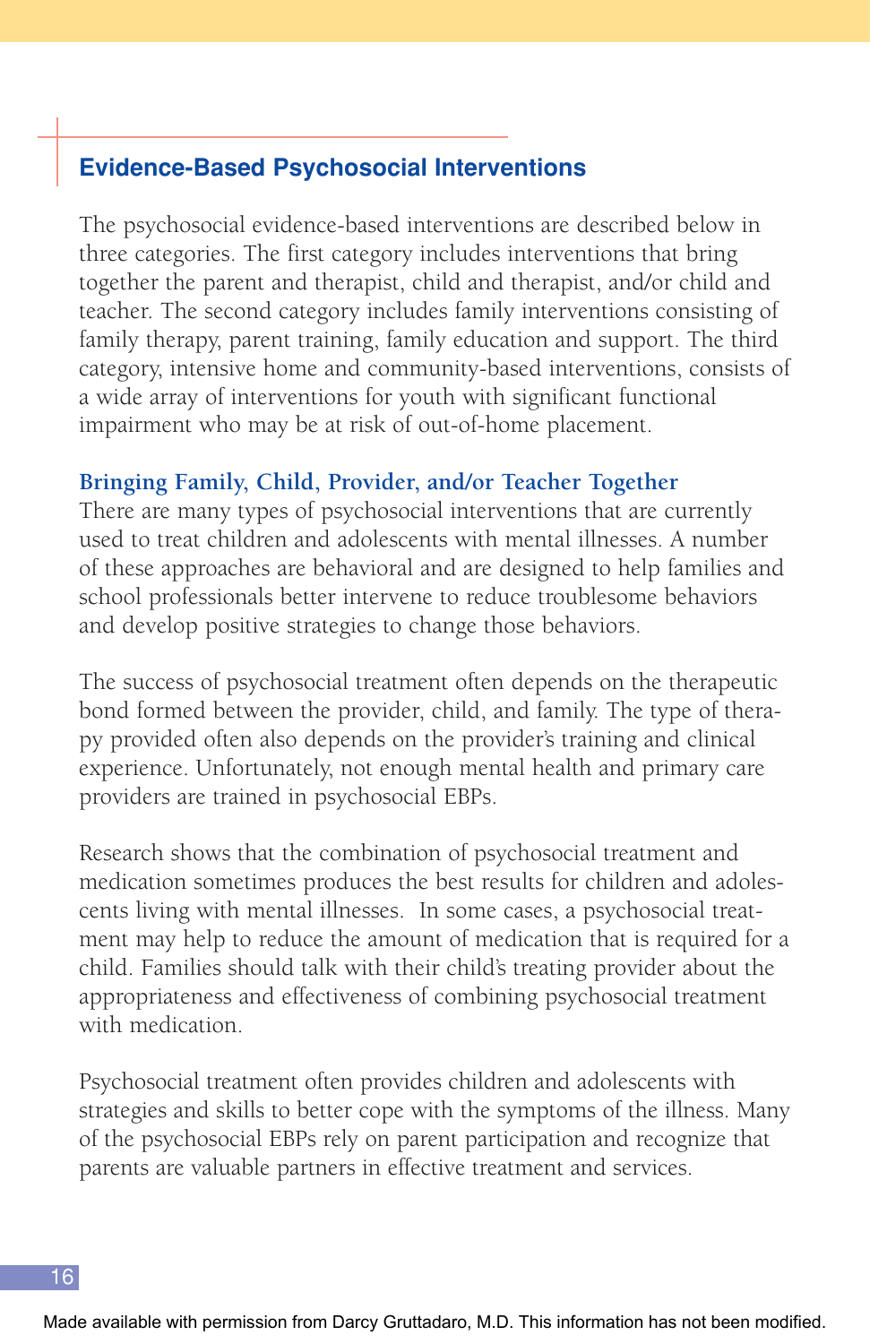## Evidence-Based Psychosocial Interventions

The psychosocial evidence-based interventions are described below in three categories. The first category includes interventions that bring together the parent and therapist, child and therapist, and/or child and teacher. The second category includes family interventions consisting of family therapy, parent training, family education and support. The third category, intensive home and community-based interventions, consists of a wide array of interventions for youth with significant functional impairment who may be at risk of out-of-home placement.

### Bringing Family, Child, Provider, and/or Teacher Together

There are many types of psychosocial interventions that are currently used to treat children and adolescents with mental illnesses. A number of these approaches are behavioral and are designed to help families and school professionals better intervene to reduce troublesome behaviors and develop positive strategies to change those behaviors.

The success of psychosocial treatment often depends on the therapeutic bond formed between the provider, child, and family. The type of therapy provided often also depends on the provider's training and clinical experience. Unfortunately, not enough mental health and primary care providers are trained in psychosocial EBPs.

Research shows that the combination of psychosocial treatment and medication sometimes produces the best results for children and adolescents living with mental illnesses. In some cases, a psychosocial treatment may help to reduce the amount of medication that is required for a child. Families should talk with their child's treating provider about the appropriateness and effectiveness of combining psychosocial treatment with medication.

Psychosocial treatment often provides children and adolescents with strategies and skills to better cope with the symptoms of the illness. Many of the psychosocial EBPs rely on parent participation and recognize that parents are valuable partners in effective treatment and services.

Made available with permission from Darcy Gruttadaro, M.D. This information has not been modified.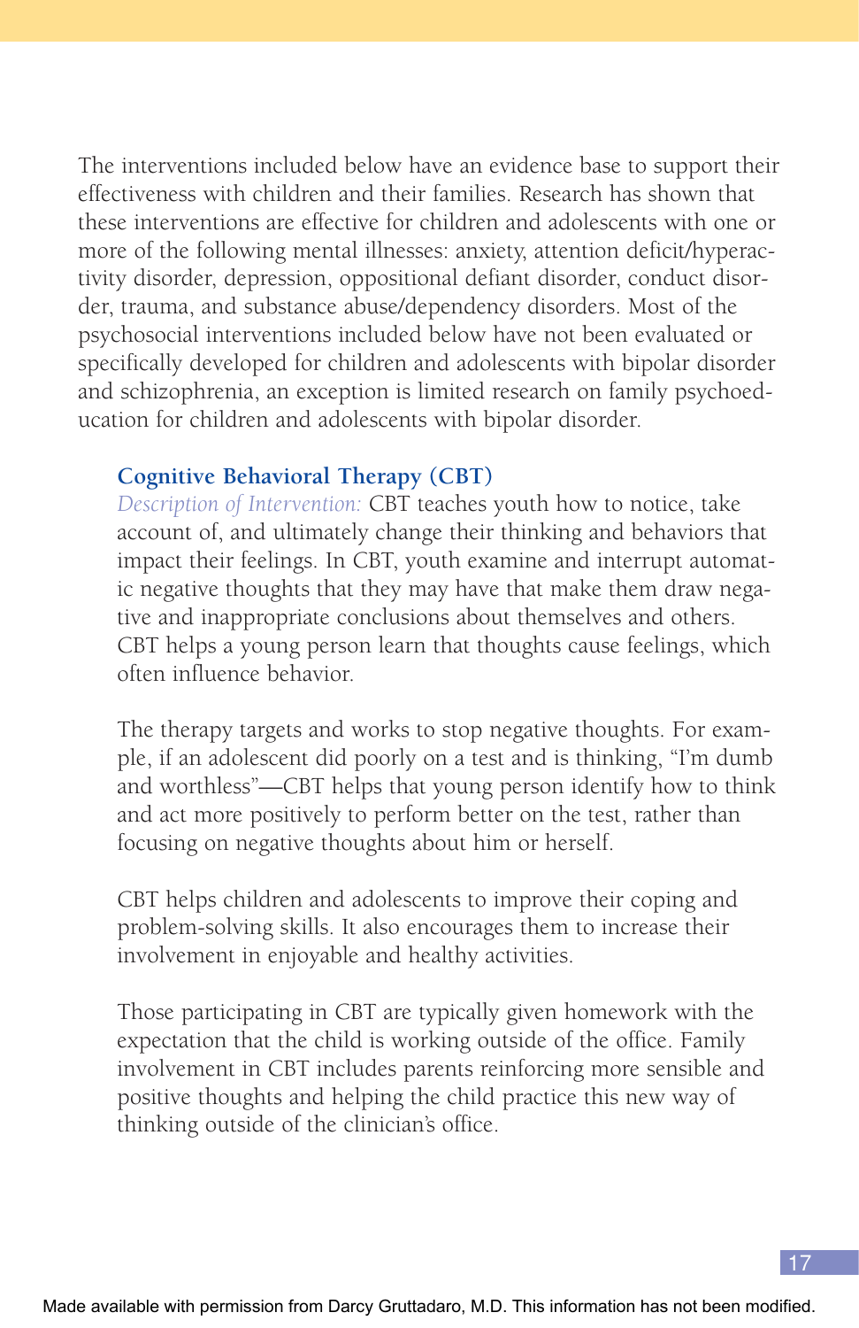The interventions included below have an evidence base to support their effectiveness with children and their families. Research has shown that these interventions are effective for children and adolescents with one or more of the following mental illnesses: anxiety, attention deficit/hyperactivity disorder, depression, oppositional defiant disorder, conduct disorder, trauma, and substance abuse/dependency disorders. Most of the psychosocial interventions included below have not been evaluated or specifically developed for children and adolescents with bipolar disorder and schizophrenia, an exception is limited research on family psychoeducation for children and adolescents with bipolar disorder.

### Cognitive Behavioral Therapy (CBT)

*Description of Intervention:* CBT teaches youth how to notice, take account of, and ultimately change their thinking and behaviors that impact their feelings. In CBT, youth examine and interrupt automatic negative thoughts that they may have that make them draw negative and inappropriate conclusions about themselves and others. CBT helps a young person learn that thoughts cause feelings, which often influence behavior.

The therapy targets and works to stop negative thoughts. For example, if an adolescent did poorly on a test and is thinking, "I'm dumb and worthless"—CBT helps that young person identify how to think and act more positively to perform better on the test, rather than focusing on negative thoughts about him or herself.

CBT helps children and adolescents to improve their coping and problem-solving skills. It also encourages them to increase their involvement in enjoyable and healthy activities.

Those participating in CBT are typically given homework with the expectation that the child is working outside of the office. Family involvement in CBT includes parents reinforcing more sensible and positive thoughts and helping the child practice this new way of thinking outside of the clinician's office.

Made available with permission from Darcy Gruttadaro, M.D. This information has not been modified.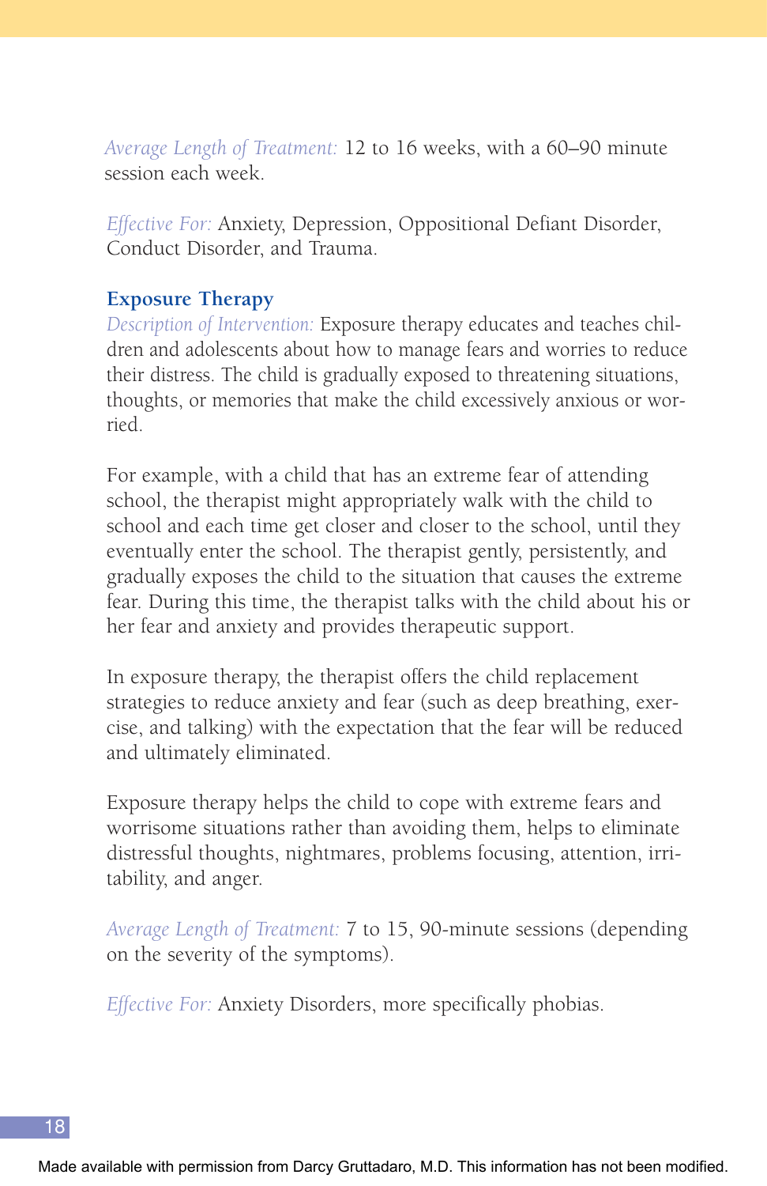*Average Length of Treatment:* 12 to 16 weeks, with a 60–90 minute session each week.

*Effective For:* Anxiety, Depression, Oppositional Defiant Disorder, Conduct Disorder, and Trauma.

### Exposure Therapy

*Description of Intervention:* Exposure therapy educates and teaches children and adolescents about how to manage fears and worries to reduce their distress. The child is gradually exposed to threatening situations, thoughts, or memories that make the child excessively anxious or worried.

For example, with a child that has an extreme fear of attending school, the therapist might appropriately walk with the child to school and each time get closer and closer to the school, until they eventually enter the school. The therapist gently, persistently, and gradually exposes the child to the situation that causes the extreme fear. During this time, the therapist talks with the child about his or her fear and anxiety and provides therapeutic support.

In exposure therapy, the therapist offers the child replacement strategies to reduce anxiety and fear (such as deep breathing, exercise, and talking) with the expectation that the fear will be reduced and ultimately eliminated.

Exposure therapy helps the child to cope with extreme fears and worrisome situations rather than avoiding them, helps to eliminate distressful thoughts, nightmares, problems focusing, attention, irritability, and anger.

*Average Length of Treatment:* 7 to 15, 90-minute sessions (depending on the severity of the symptoms).

*Effective For:* Anxiety Disorders, more specifically phobias.

Made available with permission from Darcy Gruttadaro, M.D. This information has not been modified.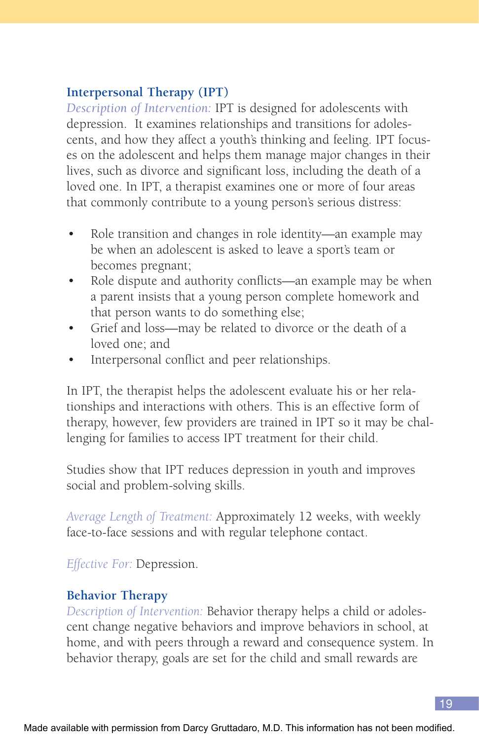### Interpersonal Therapy (IPT)

*Description of Intervention:* IPT is designed for adolescents with depression. It examines relationships and transitions for adolescents, and how they affect a youth's thinking and feeling. IPT focuses on the adolescent and helps them manage major changes in their lives, such as divorce and significant loss, including the death of a loved one. In IPT, a therapist examines one or more of four areas that commonly contribute to a young person's serious distress:

- Role transition and changes in role identity—an example may be when an adolescent is asked to leave a sport's team or becomes pregnant;
- Role dispute and authority conflicts—an example may be when a parent insists that a young person complete homework and that person wants to do something else;
- Grief and loss—may be related to divorce or the death of a loved one; and
- Interpersonal conflict and peer relationships.

In IPT, the therapist helps the adolescent evaluate his or her relationships and interactions with others. This is an effective form of therapy, however, few providers are trained in IPT so it may be challenging for families to access IPT treatment for their child.

Studies show that IPT reduces depression in youth and improves social and problem-solving skills.

*Average Length of Treatment:* Approximately 12 weeks, with weekly face-to-face sessions and with regular telephone contact.

*Effective For:* Depression.

### Behavior Therapy

*Description of Intervention:* Behavior therapy helps a child or adolescent change negative behaviors and improve behaviors in school, at home, and with peers through a reward and consequence system. In behavior therapy, goals are set for the child and small rewards are

Made available with permission from Darcy Gruttadaro, M.D. This information has not been modified.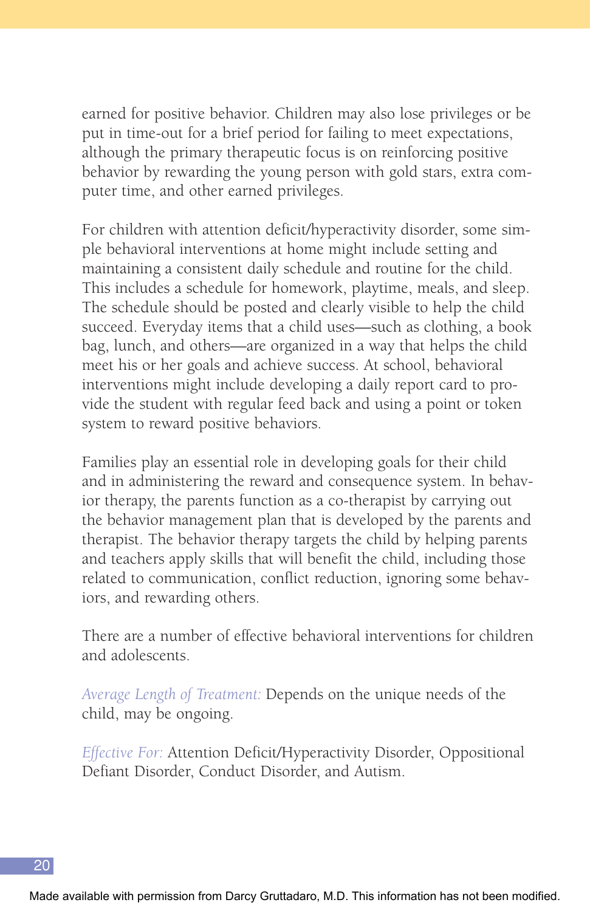earned for positive behavior. Children may also lose privileges or be put in time-out for a brief period for failing to meet expectations, although the primary therapeutic focus is on reinforcing positive behavior by rewarding the young person with gold stars, extra computer time, and other earned privileges.

For children with attention deficit/hyperactivity disorder, some simple behavioral interventions at home might include setting and maintaining a consistent daily schedule and routine for the child. This includes a schedule for homework, playtime, meals, and sleep. The schedule should be posted and clearly visible to help the child succeed. Everyday items that a child uses—such as clothing, a book bag, lunch, and others—are organized in a way that helps the child meet his or her goals and achieve success. At school, behavioral interventions might include developing a daily report card to provide the student with regular feed back and using a point or token system to reward positive behaviors.

Families play an essential role in developing goals for their child and in administering the reward and consequence system. In behavior therapy, the parents function as a co-therapist by carrying out the behavior management plan that is developed by the parents and therapist. The behavior therapy targets the child by helping parents and teachers apply skills that will benefit the child, including those related to communication, conflict reduction, ignoring some behaviors, and rewarding others.

There are a number of effective behavioral interventions for children and adolescents.

*Average Length of Treatment:* Depends on the unique needs of the child, may be ongoing.

*Effective For:* Attention Deficit/Hyperactivity Disorder, Oppositional Defiant Disorder, Conduct Disorder, and Autism.

Made available with permission from Darcy Gruttadaro, M.D. This information has not been modified.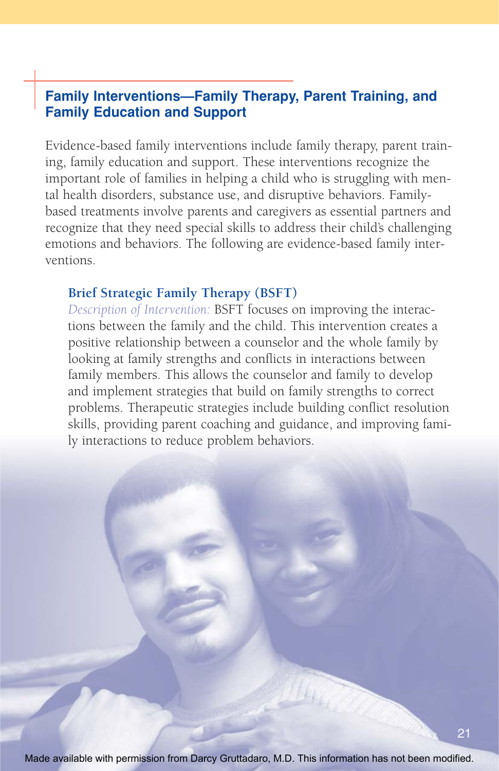## Family Interventions—Family Therapy, Parent Training, and Family Education and Support

Evidence-based family interventions include family therapy, parent training, family education and support. These interventions recognize the important role of families in helping a child who is struggling with mental health disorders, substance use, and disruptive behaviors. Family-based treatments involve parents and caregivers as essential partners and recognize that they need special skills to address their child's challenging emotions and behaviors. The following are evidence-based family interventions.

### Brief Strategic Family Therapy (BSFT)

*Description of Intervention:* BSFT focuses on improving the interactions between the family and the child. This intervention creates a positive relationship between a counselor and the whole family by looking at family strengths and conflicts in interactions between family members. This allows the counselor and family to develop and implement strategies that build on family strengths to correct problems. Therapeutic strategies include building conflict resolution skills, providing parent coaching and guidance, and improving family interactions to reduce problem behaviors.

Made available with permission from Darcy Gruttadaro, M.D. This information has not been modified.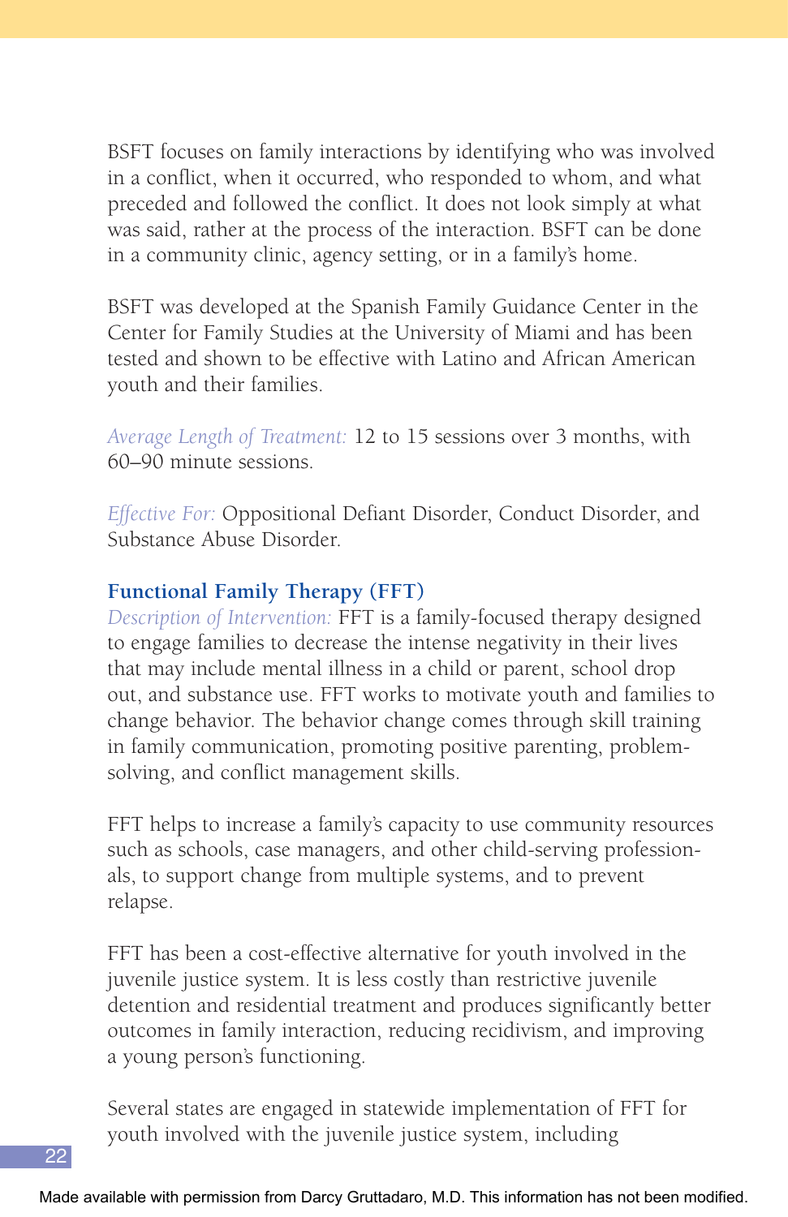BSFT focuses on family interactions by identifying who was involved in a conflict, when it occurred, who responded to whom, and what preceded and followed the conflict. It does not look simply at what was said, rather at the process of the interaction. BSFT can be done in a community clinic, agency setting, or in a family's home.

BSFT was developed at the Spanish Family Guidance Center in the Center for Family Studies at the University of Miami and has been tested and shown to be effective with Latino and African American youth and their families.

*Average Length of Treatment:* 12 to 15 sessions over 3 months, with 60–90 minute sessions.

*Effective For:* Oppositional Defiant Disorder, Conduct Disorder, and Substance Abuse Disorder.

### Functional Family Therapy (FFT)

*Description of Intervention:* FFT is a family-focused therapy designed to engage families to decrease the intense negativity in their lives that may include mental illness in a child or parent, school drop out, and substance use. FFT works to motivate youth and families to change behavior. The behavior change comes through skill training in family communication, promoting positive parenting, problem-solving, and conflict management skills.

FFT helps to increase a family's capacity to use community resources such as schools, case managers, and other child-serving professionals, to support change from multiple systems, and to prevent relapse.

FFT has been a cost-effective alternative for youth involved in the juvenile justice system. It is less costly than restrictive juvenile detention and residential treatment and produces significantly better outcomes in family interaction, reducing recidivism, and improving a young person's functioning.

Several states are engaged in statewide implementation of FFT for youth involved with the juvenile justice system, including

Made available with permission from Darcy Gruttadaro, M.D. This information has not been modified.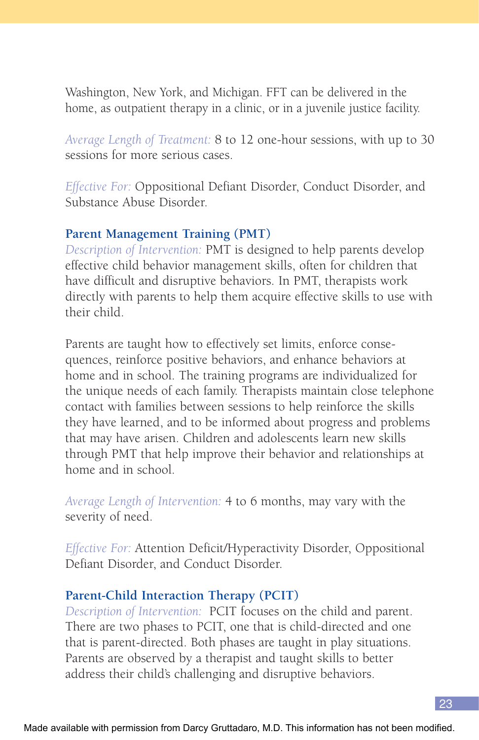Washington, New York, and Michigan. FFT can be delivered in the home, as outpatient therapy in a clinic, or in a juvenile justice facility.

*Average Length of Treatment:* 8 to 12 one-hour sessions, with up to 30 sessions for more serious cases.

*Effective For:* Oppositional Defiant Disorder, Conduct Disorder, and Substance Abuse Disorder.

### Parent Management Training (PMT)

*Description of Intervention:* PMT is designed to help parents develop effective child behavior management skills, often for children that have difficult and disruptive behaviors. In PMT, therapists work directly with parents to help them acquire effective skills to use with their child.

Parents are taught how to effectively set limits, enforce consequences, reinforce positive behaviors, and enhance behaviors at home and in school. The training programs are individualized for the unique needs of each family. Therapists maintain close telephone contact with families between sessions to help reinforce the skills they have learned, and to be informed about progress and problems that may have arisen. Children and adolescents learn new skills through PMT that help improve their behavior and relationships at home and in school.

*Average Length of Intervention:* 4 to 6 months, may vary with the severity of need.

*Effective For:* Attention Deficit/Hyperactivity Disorder, Oppositional Defiant Disorder, and Conduct Disorder.

### Parent-Child Interaction Therapy (PCIT)

*Description of Intervention:* PCIT focuses on the child and parent. There are two phases to PCIT, one that is child-directed and one that is parent-directed. Both phases are taught in play situations. Parents are observed by a therapist and taught skills to better address their child's challenging and disruptive behaviors.

Made available with permission from Darcy Gruttadaro, M.D. This information has not been modified.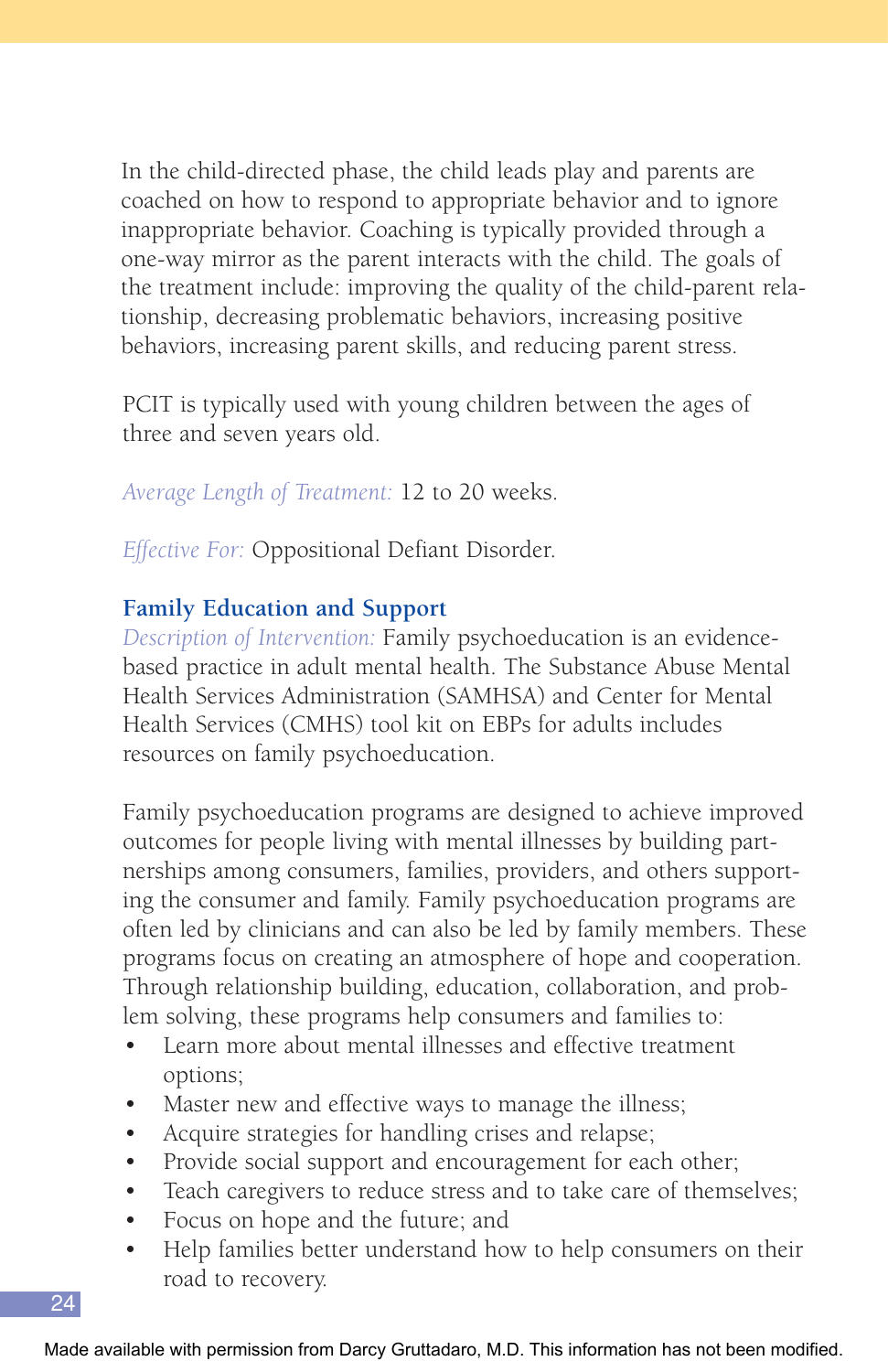In the child-directed phase, the child leads play and parents are coached on how to respond to appropriate behavior and to ignore inappropriate behavior. Coaching is typically provided through a one-way mirror as the parent interacts with the child. The goals of the treatment include: improving the quality of the child-parent relationship, decreasing problematic behaviors, increasing positive behaviors, increasing parent skills, and reducing parent stress.

PCIT is typically used with young children between the ages of three and seven years old.

*Average Length of Treatment:* 12 to 20 weeks.

*Effective For:* Oppositional Defiant Disorder.

### Family Education and Support

*Description of Intervention:* Family psychoeducation is an evidence-based practice in adult mental health. The Substance Abuse Mental Health Services Administration (SAMHSA) and Center for Mental Health Services (CMHS) tool kit on EBPs for adults includes resources on family psychoeducation.

Family psychoeducation programs are designed to achieve improved outcomes for people living with mental illnesses by building partnerships among consumers, families, providers, and others supporting the consumer and family. Family psychoeducation programs are often led by clinicians and can also be led by family members. These programs focus on creating an atmosphere of hope and cooperation. Through relationship building, education, collaboration, and problem solving, these programs help consumers and families to:

- Learn more about mental illnesses and effective treatment options;
- Master new and effective ways to manage the illness;
- Acquire strategies for handling crises and relapse;
- Provide social support and encouragement for each other;
- Teach caregivers to reduce stress and to take care of themselves;
- Focus on hope and the future; and
- Help families better understand how to help consumers on their road to recovery.

Made available with permission from Darcy Gruttadaro, M.D. This information has not been modified.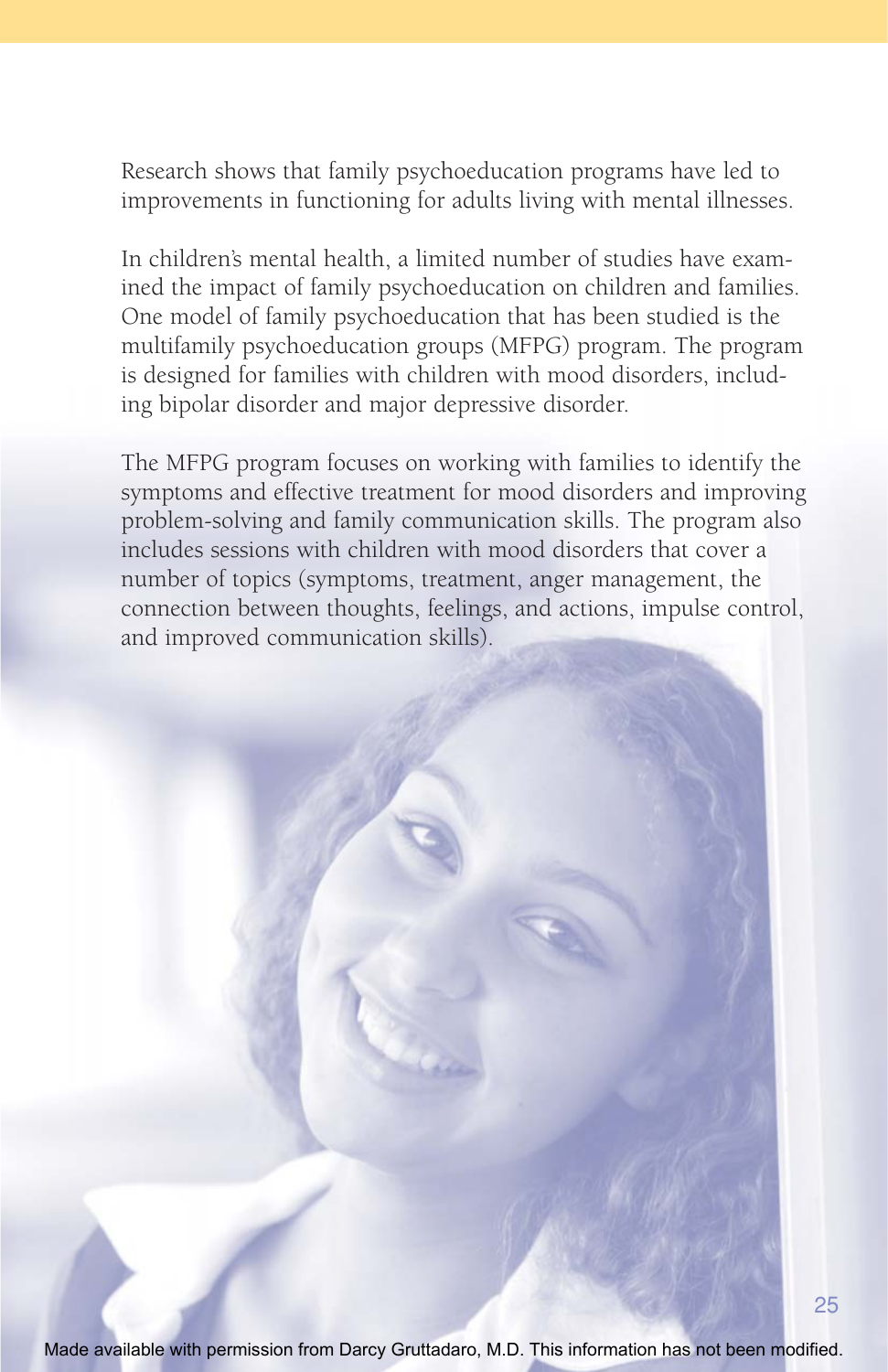Research shows that family psychoeducation programs have led to improvements in functioning for adults living with mental illnesses.

In children's mental health, a limited number of studies have examined the impact of family psychoeducation on children and families. One model of family psychoeducation that has been studied is the multifamily psychoeducation groups (MFPG) program. The program is designed for families with children with mood disorders, including bipolar disorder and major depressive disorder.

The MFPG program focuses on working with families to identify the symptoms and effective treatment for mood disorders and improving problem-solving and family communication skills. The program also includes sessions with children with mood disorders that cover a number of topics (symptoms, treatment, anger management, the connection between thoughts, feelings, and actions, impulse control, and improved communication skills).

Made available with permission from Darcy Gruttadaro, M.D. This information has not been modified.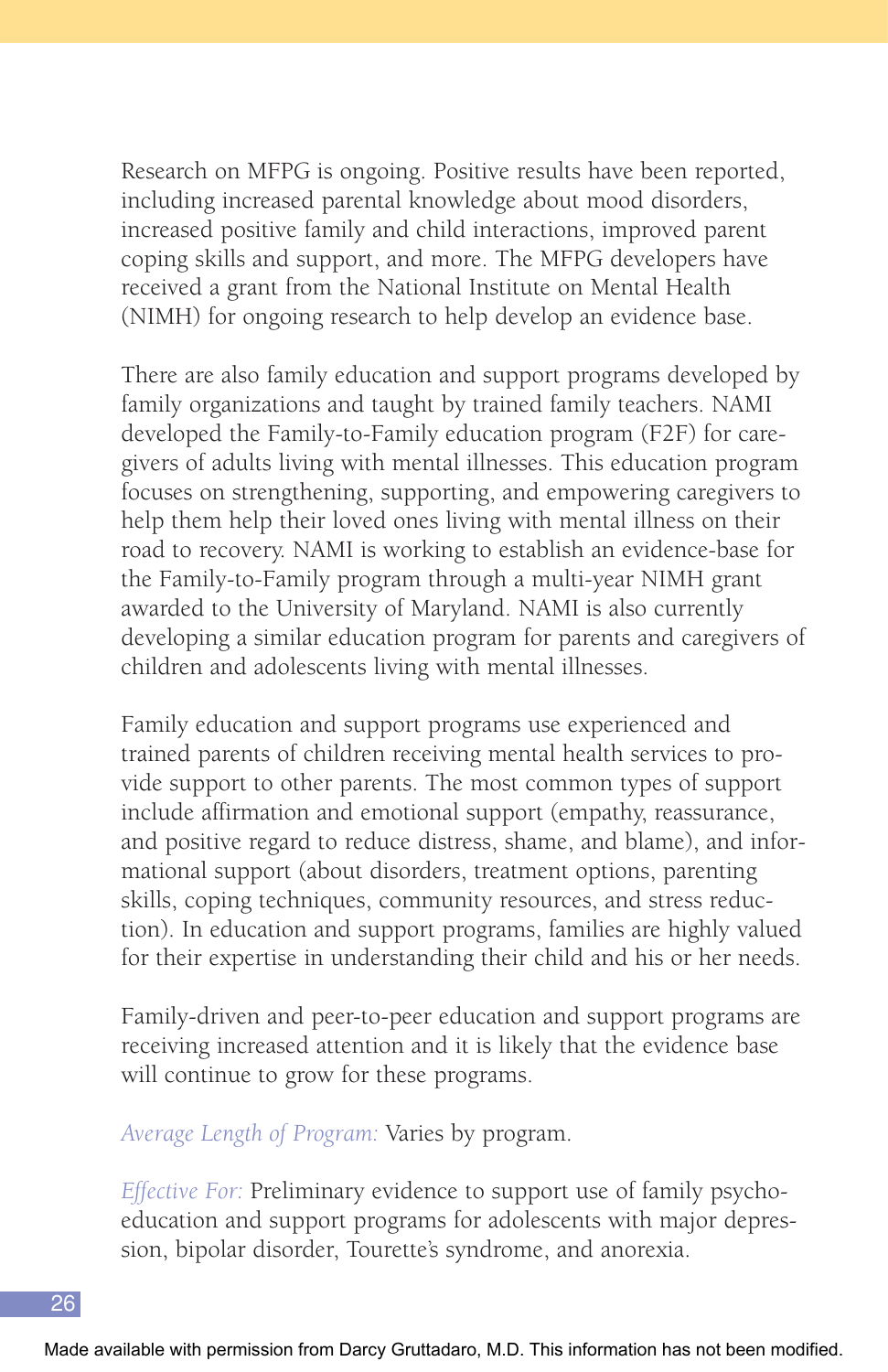Research on MFPG is ongoing. Positive results have been reported, including increased parental knowledge about mood disorders, increased positive family and child interactions, improved parent coping skills and support, and more. The MFPG developers have received a grant from the National Institute on Mental Health (NIMH) for ongoing research to help develop an evidence base.

There are also family education and support programs developed by family organizations and taught by trained family teachers. NAMI developed the Family-to-Family education program (F2F) for caregivers of adults living with mental illnesses. This education program focuses on strengthening, supporting, and empowering caregivers to help them help their loved ones living with mental illness on their road to recovery. NAMI is working to establish an evidence-base for the Family-to-Family program through a multi-year NIMH grant awarded to the University of Maryland. NAMI is also currently developing a similar education program for parents and caregivers of children and adolescents living with mental illnesses.

Family education and support programs use experienced and trained parents of children receiving mental health services to provide support to other parents. The most common types of support include affirmation and emotional support (empathy, reassurance, and positive regard to reduce distress, shame, and blame), and informational support (about disorders, treatment options, parenting skills, coping techniques, community resources, and stress reduction). In education and support programs, families are highly valued for their expertise in understanding their child and his or her needs.

Family-driven and peer-to-peer education and support programs are receiving increased attention and it is likely that the evidence base will continue to grow for these programs.

*Average Length of Program:* Varies by program.

*Effective For:* Preliminary evidence to support use of family psychoeducation and support programs for adolescents with major depression, bipolar disorder, Tourette's syndrome, and anorexia.

Made available with permission from Darcy Gruttadaro, M.D. This information has not been modified.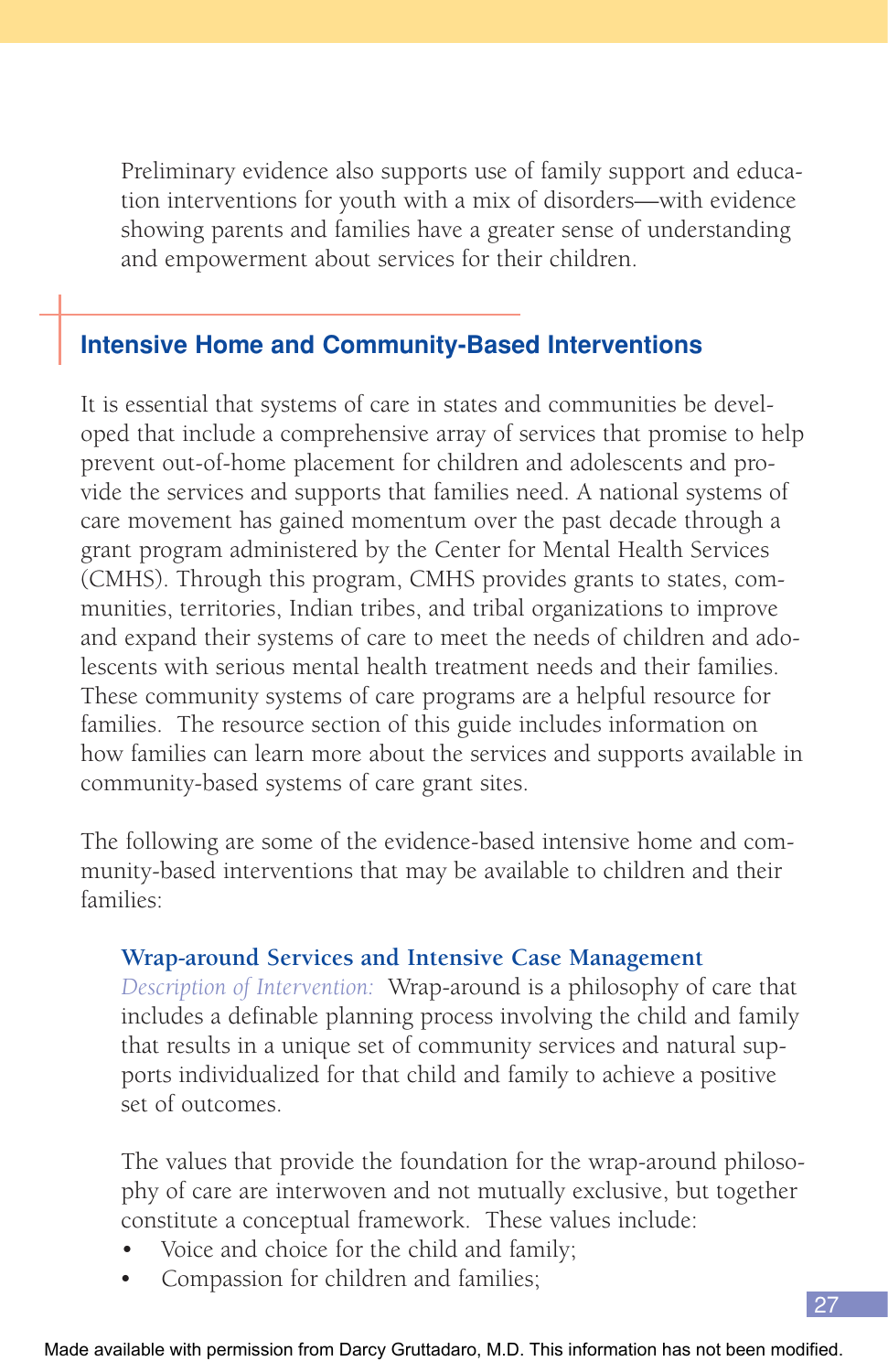Preliminary evidence also supports use of family support and education interventions for youth with a mix of disorders—with evidence showing parents and families have a greater sense of understanding and empowerment about services for their children.

## Intensive Home and Community-Based Interventions

It is essential that systems of care in states and communities be developed that include a comprehensive array of services that promise to help prevent out-of-home placement for children and adolescents and provide the services and supports that families need. A national systems of care movement has gained momentum over the past decade through a grant program administered by the Center for Mental Health Services (CMHS). Through this program, CMHS provides grants to states, communities, territories, Indian tribes, and tribal organizations to improve and expand their systems of care to meet the needs of children and adolescents with serious mental health treatment needs and their families. These community systems of care programs are a helpful resource for families. The resource section of this guide includes information on how families can learn more about the services and supports available in community-based systems of care grant sites.

The following are some of the evidence-based intensive home and community-based interventions that may be available to children and their families:

### Wrap-around Services and Intensive Case Management

*Description of Intervention:* Wrap-around is a philosophy of care that includes a definable planning process involving the child and family that results in a unique set of community services and natural supports individualized for that child and family to achieve a positive set of outcomes.

The values that provide the foundation for the wrap-around philosophy of care are interwoven and not mutually exclusive, but together constitute a conceptual framework. These values include:

- Voice and choice for the child and family;
- Compassion for children and families;

Made available with permission from Darcy Gruttadaro, M.D. This information has not been modified.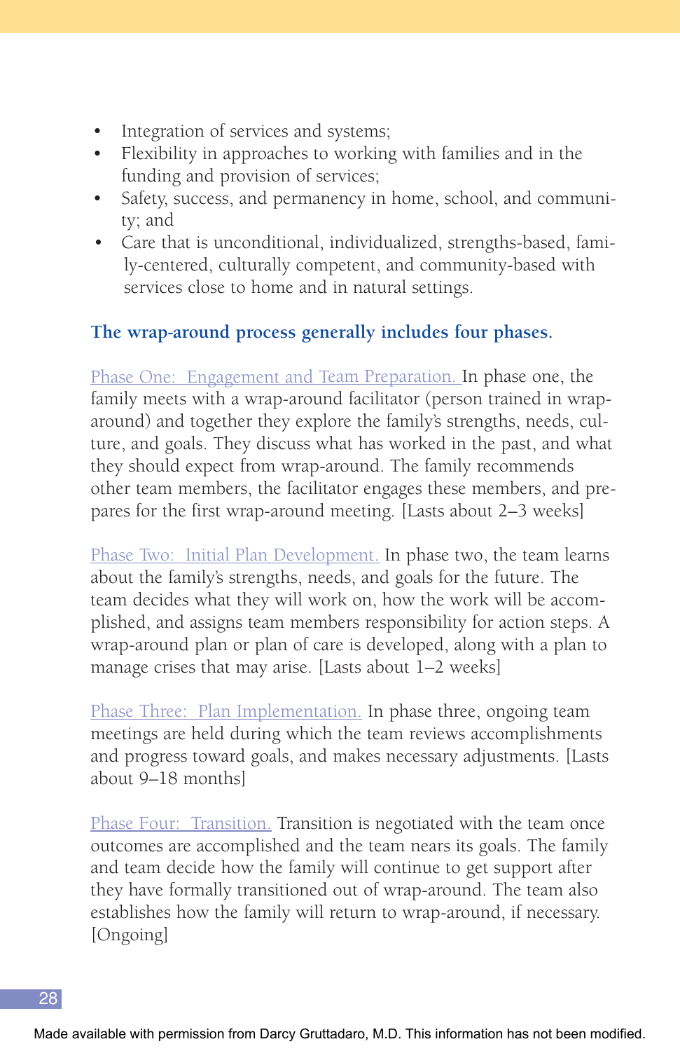- Integration of services and systems;
- Flexibility in approaches to working with families and in the funding and provision of services;
- Safety, success, and permanency in home, school, and community; and
- Care that is unconditional, individualized, strengths-based, family-centered, culturally competent, and community-based with services close to home and in natural settings.

**The wrap-around process generally includes four phases.**

Phase One: Engagement and Team Preparation. In phase one, the family meets with a wrap-around facilitator (person trained in wrap-around) and together they explore the family's strengths, needs, culture, and goals. They discuss what has worked in the past, and what they should expect from wrap-around. The family recommends other team members, the facilitator engages these members, and prepares for the first wrap-around meeting. [Lasts about 2–3 weeks]

Phase Two: Initial Plan Development. In phase two, the team learns about the family's strengths, needs, and goals for the future. The team decides what they will work on, how the work will be accomplished, and assigns team members responsibility for action steps. A wrap-around plan or plan of care is developed, along with a plan to manage crises that may arise. [Lasts about 1–2 weeks]

Phase Three: Plan Implementation. In phase three, ongoing team meetings are held during which the team reviews accomplishments and progress toward goals, and makes necessary adjustments. [Lasts about 9–18 months]

Phase Four: Transition. Transition is negotiated with the team once outcomes are accomplished and the team nears its goals. The family and team decide how the family will continue to get support after they have formally transitioned out of wrap-around. The team also establishes how the family will return to wrap-around, if necessary. [Ongoing]

Made available with permission from Darcy Gruttadaro, M.D. This information has not been modified.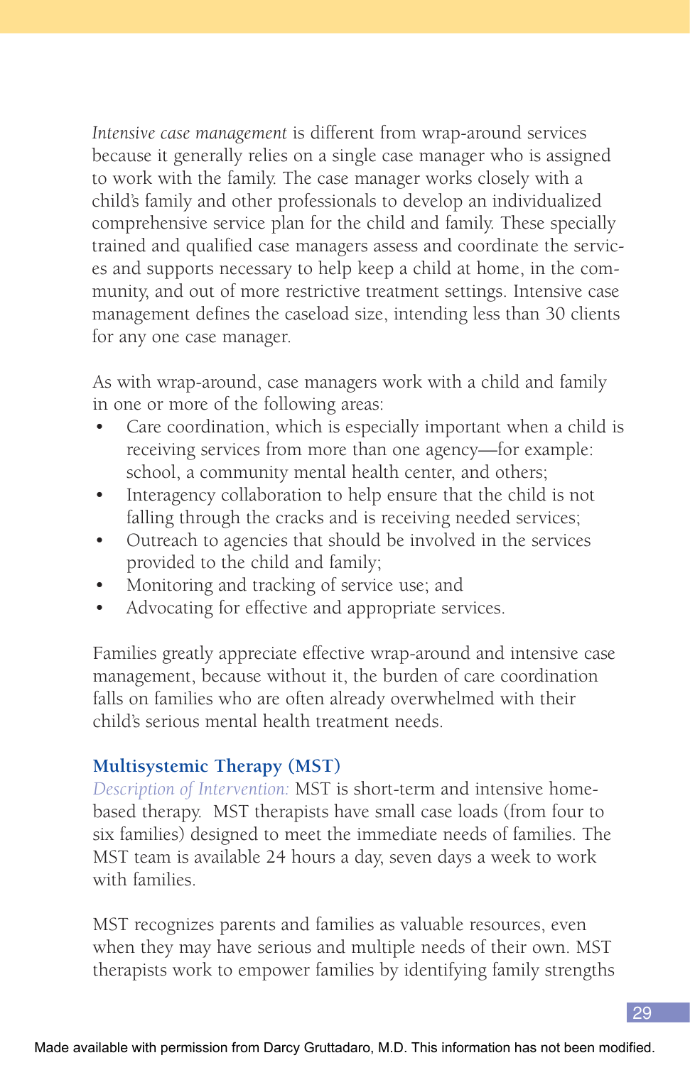*Intensive case management* is different from wrap-around services because it generally relies on a single case manager who is assigned to work with the family. The case manager works closely with a child's family and other professionals to develop an individualized comprehensive service plan for the child and family. These specially trained and qualified case managers assess and coordinate the services and supports necessary to help keep a child at home, in the community, and out of more restrictive treatment settings. Intensive case management defines the caseload size, intending less than 30 clients for any one case manager.

As with wrap-around, case managers work with a child and family in one or more of the following areas:

- Care coordination, which is especially important when a child is receiving services from more than one agency—for example: school, a community mental health center, and others;
- Interagency collaboration to help ensure that the child is not falling through the cracks and is receiving needed services;
- Outreach to agencies that should be involved in the services provided to the child and family;
- Monitoring and tracking of service use; and
- Advocating for effective and appropriate services.

Families greatly appreciate effective wrap-around and intensive case management, because without it, the burden of care coordination falls on families who are often already overwhelmed with their child's serious mental health treatment needs.

### Multisystemic Therapy (MST)

*Description of Intervention:* MST is short-term and intensive home-based therapy. MST therapists have small case loads (from four to six families) designed to meet the immediate needs of families. The MST team is available 24 hours a day, seven days a week to work with families.

MST recognizes parents and families as valuable resources, even when they may have serious and multiple needs of their own. MST therapists work to empower families by identifying family strengths

Made available with permission from Darcy Gruttadaro, M.D. This information has not been modified.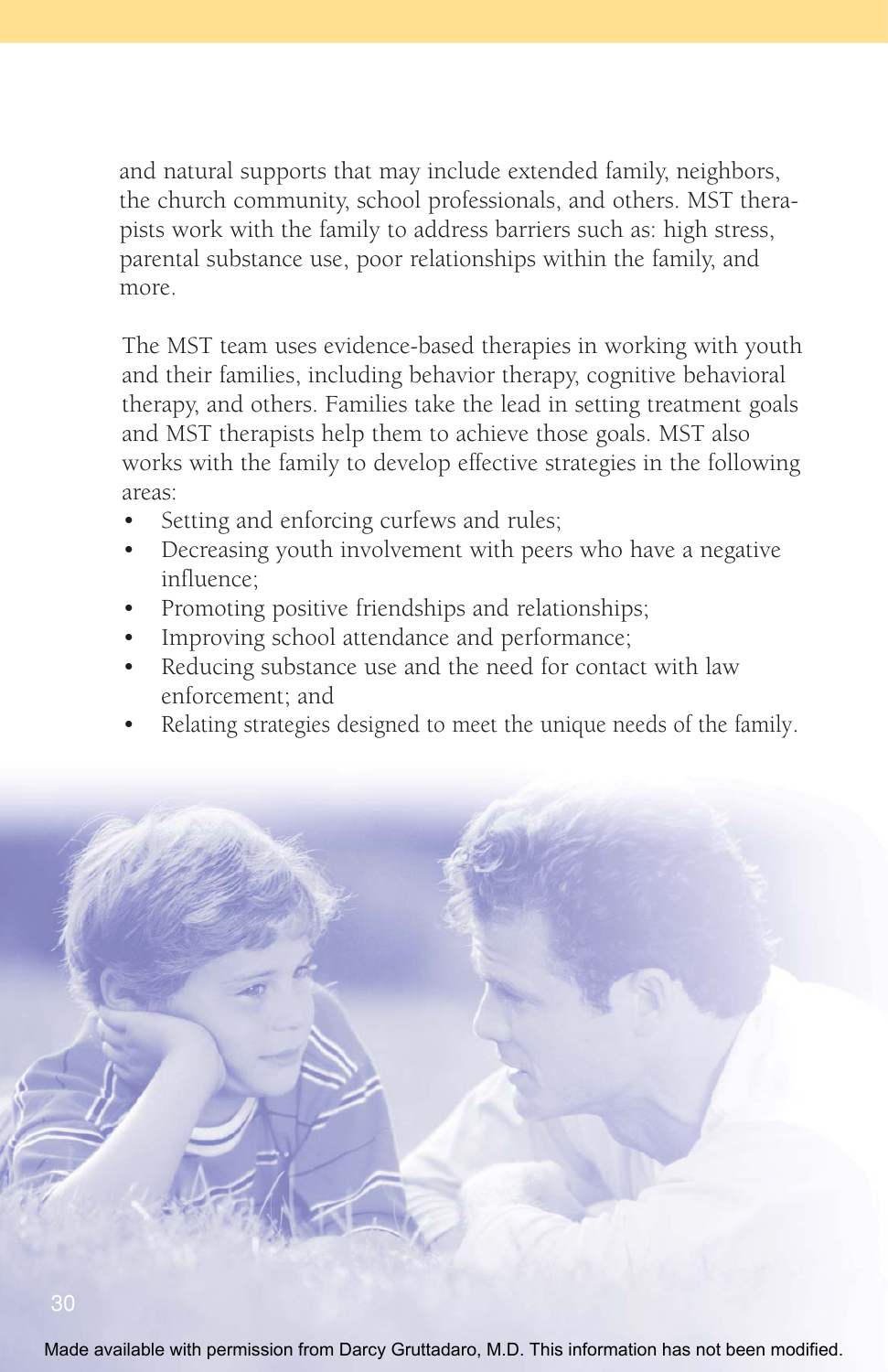and natural supports that may include extended family, neighbors, the church community, school professionals, and others. MST therapists work with the family to address barriers such as: high stress, parental substance use, poor relationships within the family, and more.

The MST team uses evidence-based therapies in working with youth and their families, including behavior therapy, cognitive behavioral therapy, and others. Families take the lead in setting treatment goals and MST therapists help them to achieve those goals. MST also works with the family to develop effective strategies in the following areas:

- Setting and enforcing curfews and rules;
- Decreasing youth involvement with peers who have a negative influence;
- Promoting positive friendships and relationships;
- Improving school attendance and performance;
- Reducing substance use and the need for contact with law enforcement; and
- Relating strategies designed to meet the unique needs of the family.

Made available with permission from Darcy Gruttadaro, M.D. This information has not been modified.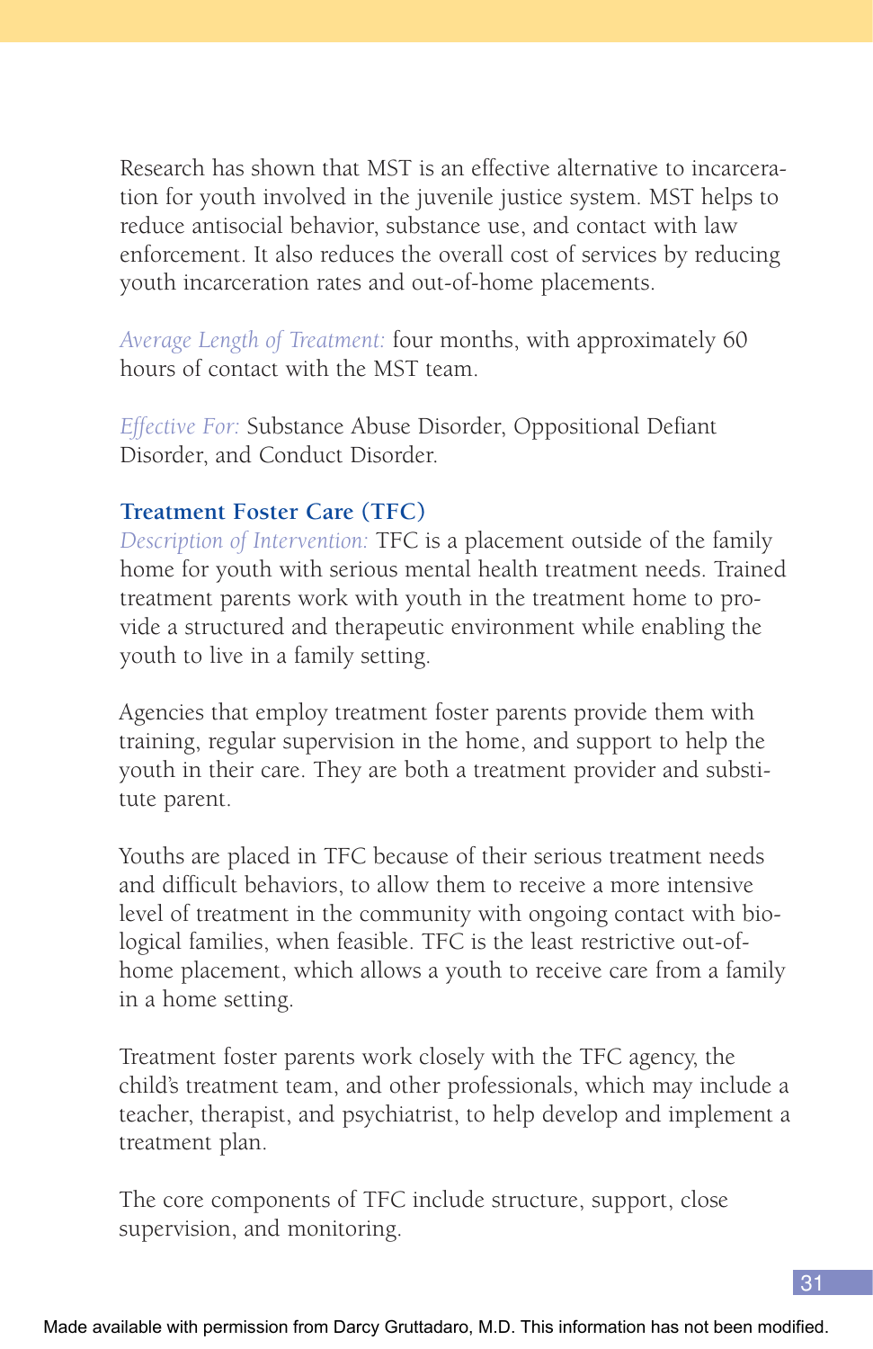Research has shown that MST is an effective alternative to incarceration for youth involved in the juvenile justice system. MST helps to reduce antisocial behavior, substance use, and contact with law enforcement. It also reduces the overall cost of services by reducing youth incarceration rates and out-of-home placements.

*Average Length of Treatment:* four months, with approximately 60 hours of contact with the MST team.

*Effective For:* Substance Abuse Disorder, Oppositional Defiant Disorder, and Conduct Disorder.

### Treatment Foster Care (TFC)

*Description of Intervention:* TFC is a placement outside of the family home for youth with serious mental health treatment needs. Trained treatment parents work with youth in the treatment home to provide a structured and therapeutic environment while enabling the youth to live in a family setting.

Agencies that employ treatment foster parents provide them with training, regular supervision in the home, and support to help the youth in their care. They are both a treatment provider and substitute parent.

Youths are placed in TFC because of their serious treatment needs and difficult behaviors, to allow them to receive a more intensive level of treatment in the community with ongoing contact with biological families, when feasible. TFC is the least restrictive out-of-home placement, which allows a youth to receive care from a family in a home setting.

Treatment foster parents work closely with the TFC agency, the child's treatment team, and other professionals, which may include a teacher, therapist, and psychiatrist, to help develop and implement a treatment plan.

The core components of TFC include structure, support, close supervision, and monitoring.

Made available with permission from Darcy Gruttadaro, M.D. This information has not been modified.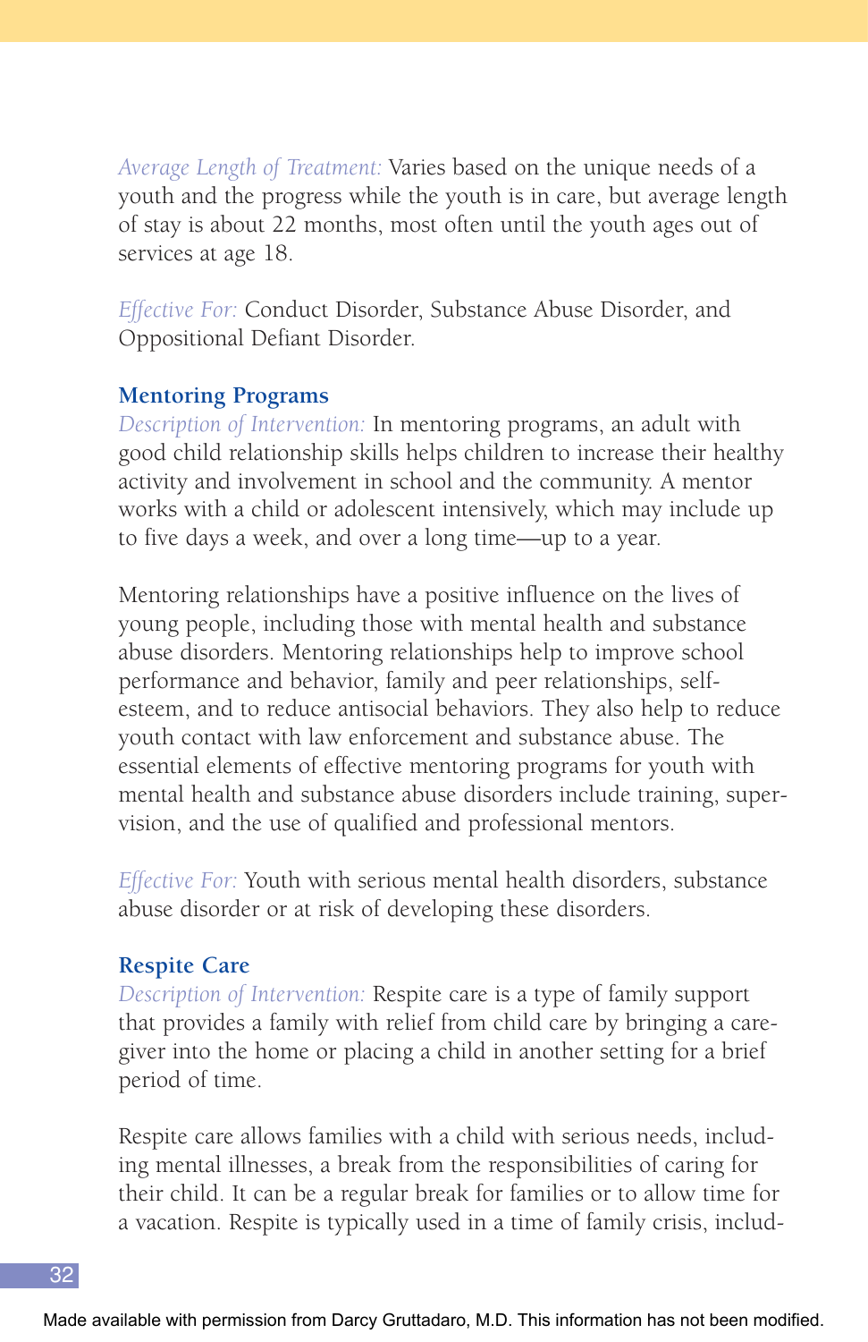*Average Length of Treatment:* Varies based on the unique needs of a youth and the progress while the youth is in care, but average length of stay is about 22 months, most often until the youth ages out of services at age 18.

*Effective For:* Conduct Disorder, Substance Abuse Disorder, and Oppositional Defiant Disorder.

### Mentoring Programs

*Description of Intervention:* In mentoring programs, an adult with good child relationship skills helps children to increase their healthy activity and involvement in school and the community. A mentor works with a child or adolescent intensively, which may include up to five days a week, and over a long time—up to a year.

Mentoring relationships have a positive influence on the lives of young people, including those with mental health and substance abuse disorders. Mentoring relationships help to improve school performance and behavior, family and peer relationships, self-esteem, and to reduce antisocial behaviors. They also help to reduce youth contact with law enforcement and substance abuse. The essential elements of effective mentoring programs for youth with mental health and substance abuse disorders include training, supervision, and the use of qualified and professional mentors.

*Effective For:* Youth with serious mental health disorders, substance abuse disorder or at risk of developing these disorders.

### Respite Care

*Description of Intervention:* Respite care is a type of family support that provides a family with relief from child care by bringing a caregiver into the home or placing a child in another setting for a brief period of time.

Respite care allows families with a child with serious needs, including mental illnesses, a break from the responsibilities of caring for their child. It can be a regular break for families or to allow time for a vacation. Respite is typically used in a time of family crisis, includ-

Made available with permission from Darcy Gruttadaro, M.D. This information has not been modified.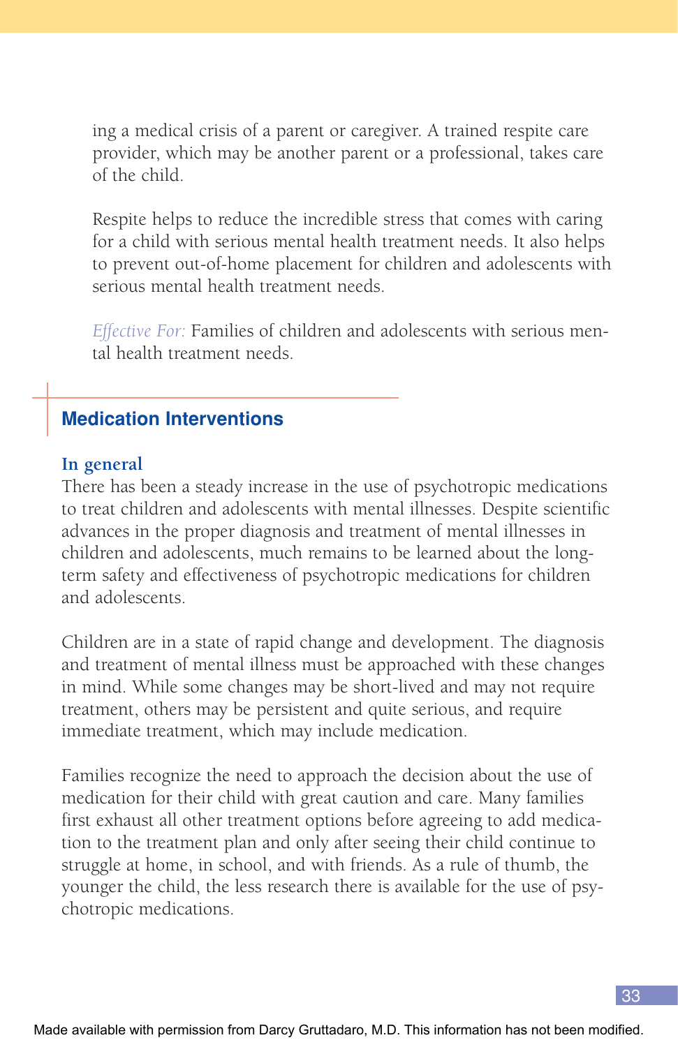ing a medical crisis of a parent or caregiver. A trained respite care provider, which may be another parent or a professional, takes care of the child.

Respite helps to reduce the incredible stress that comes with caring for a child with serious mental health treatment needs. It also helps to prevent out-of-home placement for children and adolescents with serious mental health treatment needs.

*Effective For:* Families of children and adolescents with serious mental health treatment needs.

## Medication Interventions

### In general

There has been a steady increase in the use of psychotropic medications to treat children and adolescents with mental illnesses. Despite scientific advances in the proper diagnosis and treatment of mental illnesses in children and adolescents, much remains to be learned about the long-term safety and effectiveness of psychotropic medications for children and adolescents.

Children are in a state of rapid change and development. The diagnosis and treatment of mental illness must be approached with these changes in mind. While some changes may be short-lived and may not require treatment, others may be persistent and quite serious, and require immediate treatment, which may include medication.

Families recognize the need to approach the decision about the use of medication for their child with great caution and care. Many families first exhaust all other treatment options before agreeing to add medication to the treatment plan and only after seeing their child continue to struggle at home, in school, and with friends. As a rule of thumb, the younger the child, the less research there is available for the use of psychotropic medications.

Made available with permission from Darcy Gruttadaro, M.D. This information has not been modified.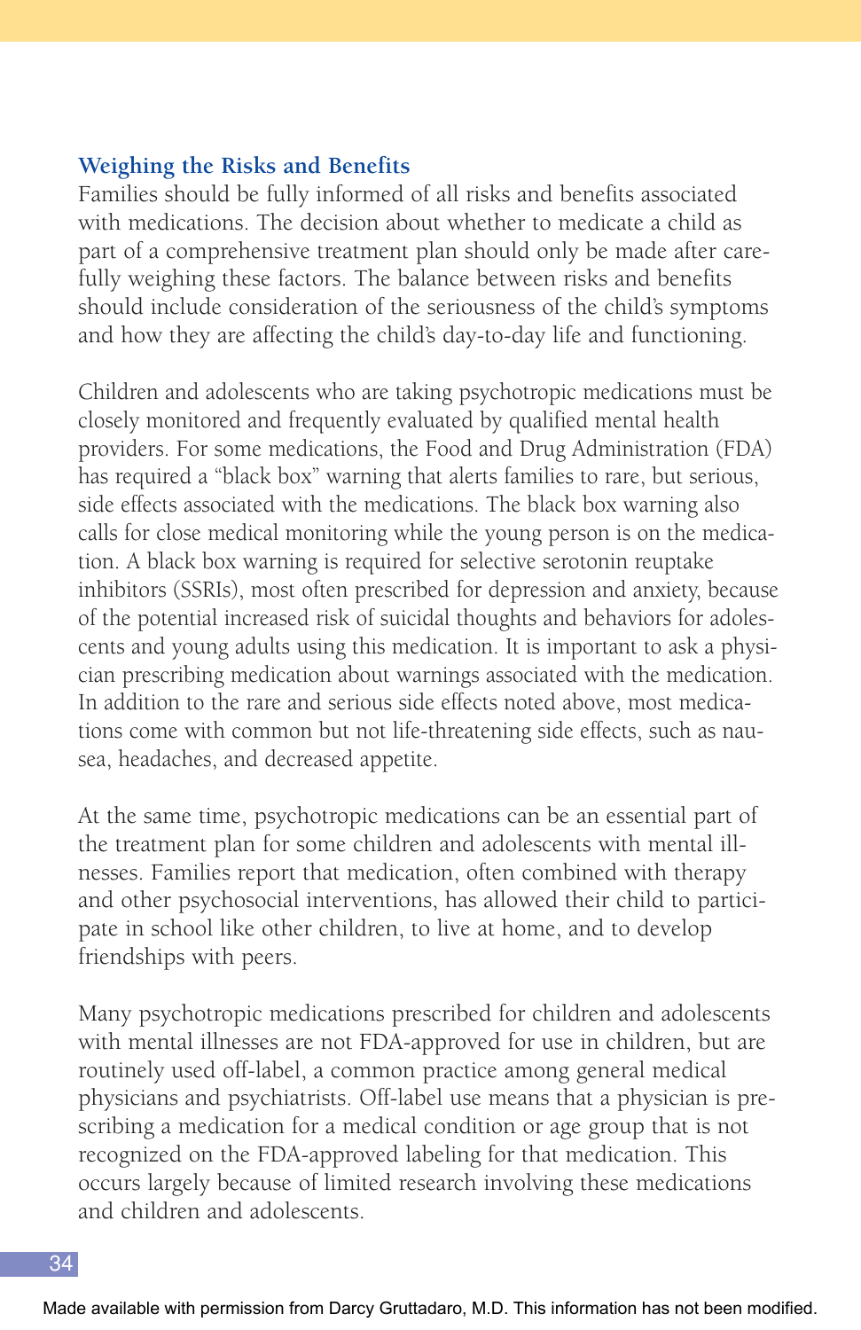### Weighing the Risks and Benefits

Families should be fully informed of all risks and benefits associated with medications. The decision about whether to medicate a child as part of a comprehensive treatment plan should only be made after carefully weighing these factors. The balance between risks and benefits should include consideration of the seriousness of the child's symptoms and how they are affecting the child's day-to-day life and functioning.

Children and adolescents who are taking psychotropic medications must be closely monitored and frequently evaluated by qualified mental health providers. For some medications, the Food and Drug Administration (FDA) has required a "black box" warning that alerts families to rare, but serious, side effects associated with the medications. The black box warning also calls for close medical monitoring while the young person is on the medication. A black box warning is required for selective serotonin reuptake inhibitors (SSRIs), most often prescribed for depression and anxiety, because of the potential increased risk of suicidal thoughts and behaviors for adolescents and young adults using this medication. It is important to ask a physician prescribing medication about warnings associated with the medication. In addition to the rare and serious side effects noted above, most medications come with common but not life-threatening side effects, such as nausea, headaches, and decreased appetite.

At the same time, psychotropic medications can be an essential part of the treatment plan for some children and adolescents with mental illnesses. Families report that medication, often combined with therapy and other psychosocial interventions, has allowed their child to participate in school like other children, to live at home, and to develop friendships with peers.

Many psychotropic medications prescribed for children and adolescents with mental illnesses are not FDA-approved for use in children, but are routinely used off-label, a common practice among general medical physicians and psychiatrists. Off-label use means that a physician is prescribing a medication for a medical condition or age group that is not recognized on the FDA-approved labeling for that medication. This occurs largely because of limited research involving these medications and children and adolescents.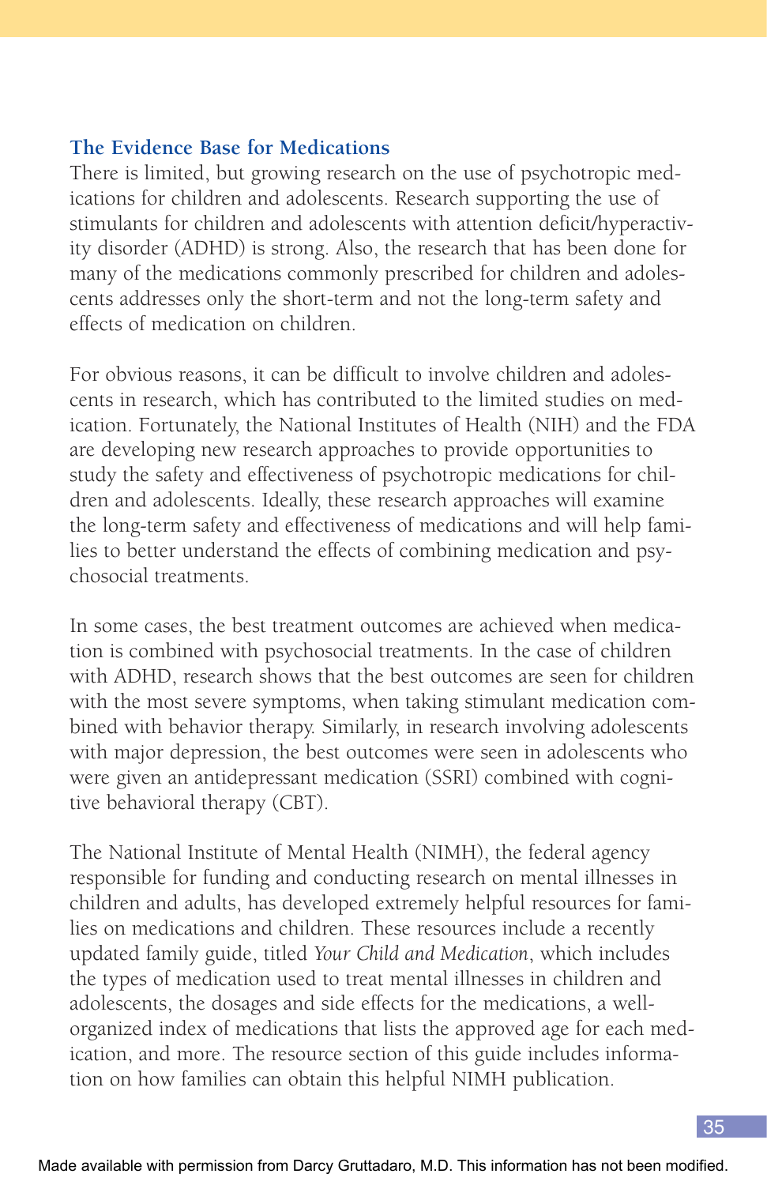## The Evidence Base for Medications

There is limited, but growing research on the use of psychotropic medications for children and adolescents. Research supporting the use of stimulants for children and adolescents with attention deficit/hyperactivity disorder (ADHD) is strong. Also, the research that has been done for many of the medications commonly prescribed for children and adolescents addresses only the short-term and not the long-term safety and effects of medication on children.

For obvious reasons, it can be difficult to involve children and adolescents in research, which has contributed to the limited studies on medication. Fortunately, the National Institutes of Health (NIH) and the FDA are developing new research approaches to provide opportunities to study the safety and effectiveness of psychotropic medications for children and adolescents. Ideally, these research approaches will examine the long-term safety and effectiveness of medications and will help families to better understand the effects of combining medication and psychosocial treatments.

In some cases, the best treatment outcomes are achieved when medication is combined with psychosocial treatments. In the case of children with ADHD, research shows that the best outcomes are seen for children with the most severe symptoms, when taking stimulant medication combined with behavior therapy. Similarly, in research involving adolescents with major depression, the best outcomes were seen in adolescents who were given an antidepressant medication (SSRI) combined with cognitive behavioral therapy (CBT).

The National Institute of Mental Health (NIMH), the federal agency responsible for funding and conducting research on mental illnesses in children and adults, has developed extremely helpful resources for families on medications and children. These resources include a recently updated family guide, titled *Your Child and Medication*, which includes the types of medication used to treat mental illnesses in children and adolescents, the dosages and side effects for the medications, a well-organized index of medications that lists the approved age for each medication, and more. The resource section of this guide includes information on how families can obtain this helpful NIMH publication.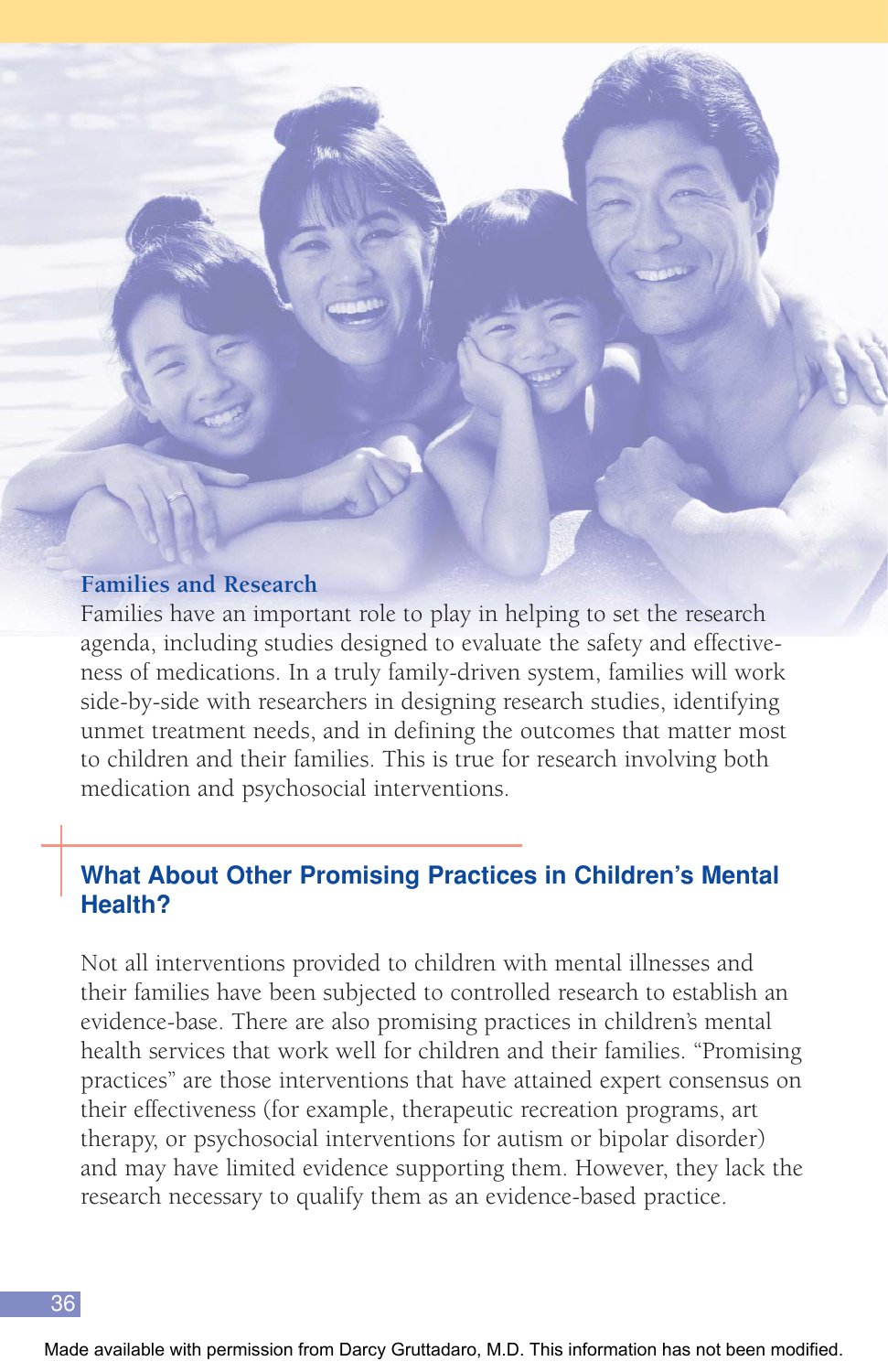### Families and Research

Families have an important role to play in helping to set the research agenda, including studies designed to evaluate the safety and effectiveness of medications. In a truly family-driven system, families will work side-by-side with researchers in designing research studies, identifying unmet treatment needs, and in defining the outcomes that matter most to children and their families. This is true for research involving both medication and psychosocial interventions.

## What About Other Promising Practices in Children's Mental Health?

Not all interventions provided to children with mental illnesses and their families have been subjected to controlled research to establish an evidence-base. There are also promising practices in children's mental health services that work well for children and their families. "Promising practices" are those interventions that have attained expert consensus on their effectiveness (for example, therapeutic recreation programs, art therapy, or psychosocial interventions for autism or bipolar disorder) and may have limited evidence supporting them. However, they lack the research necessary to qualify them as an evidence-based practice.

Made available with permission from Darcy Gruttadaro, M.D. This information has not been modified.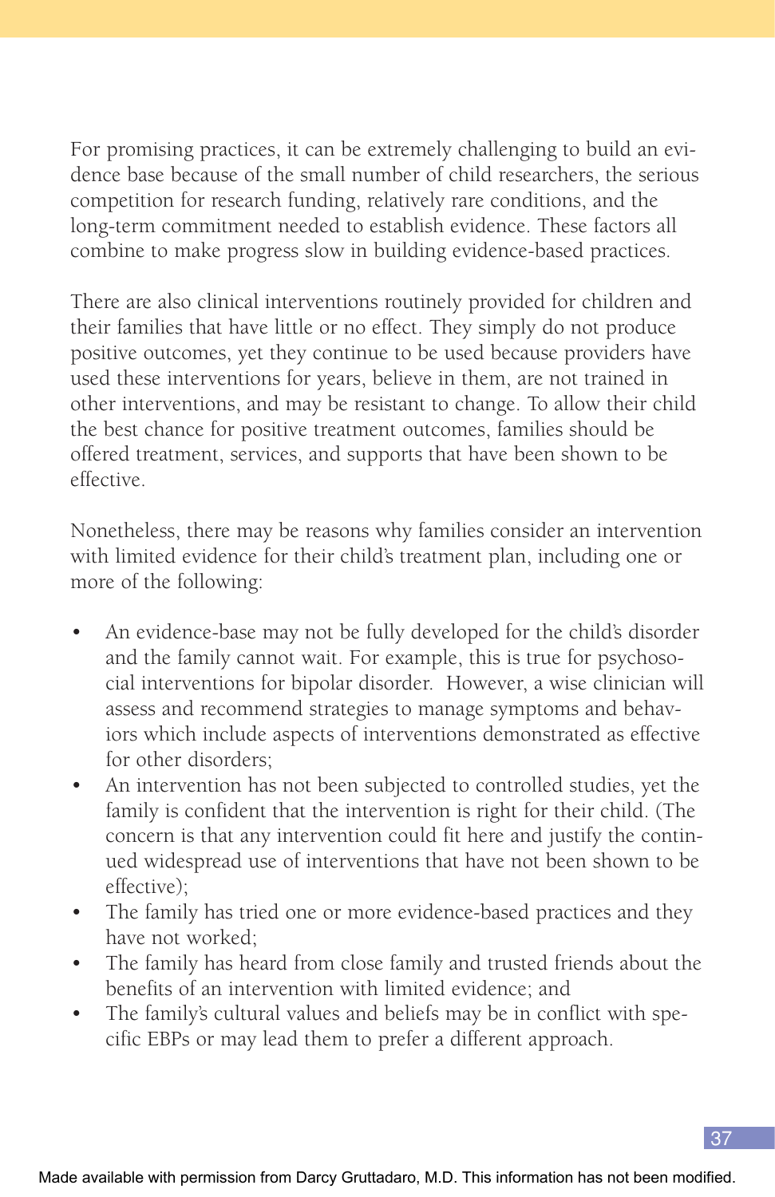For promising practices, it can be extremely challenging to build an evidence base because of the small number of child researchers, the serious competition for research funding, relatively rare conditions, and the long-term commitment needed to establish evidence. These factors all combine to make progress slow in building evidence-based practices.

There are also clinical interventions routinely provided for children and their families that have little or no effect. They simply do not produce positive outcomes, yet they continue to be used because providers have used these interventions for years, believe in them, are not trained in other interventions, and may be resistant to change. To allow their child the best chance for positive treatment outcomes, families should be offered treatment, services, and supports that have been shown to be effective.

Nonetheless, there may be reasons why families consider an intervention with limited evidence for their child's treatment plan, including one or more of the following:

- An evidence-base may not be fully developed for the child's disorder and the family cannot wait. For example, this is true for psychosocial interventions for bipolar disorder. However, a wise clinician will assess and recommend strategies to manage symptoms and behaviors which include aspects of interventions demonstrated as effective for other disorders;
- An intervention has not been subjected to controlled studies, yet the family is confident that the intervention is right for their child. (The concern is that any intervention could fit here and justify the continued widespread use of interventions that have not been shown to be effective);
- The family has tried one or more evidence-based practices and they have not worked;
- The family has heard from close family and trusted friends about the benefits of an intervention with limited evidence; and
- The family's cultural values and beliefs may be in conflict with specific EBPs or may lead them to prefer a different approach.

Made available with permission from Darcy Gruttadaro, M.D. This information has not been modified.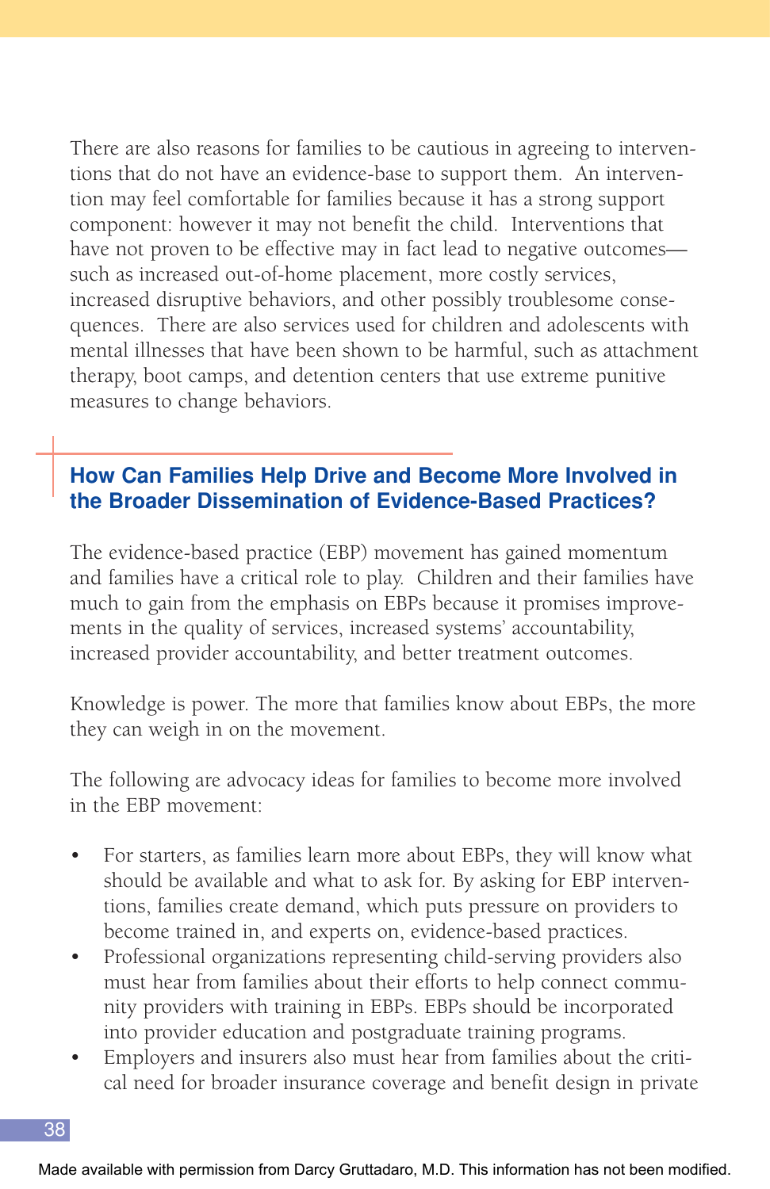There are also reasons for families to be cautious in agreeing to interventions that do not have an evidence-base to support them. An intervention may feel comfortable for families because it has a strong support component: however it may not benefit the child. Interventions that have not proven to be effective may in fact lead to negative outcomes—such as increased out-of-home placement, more costly services, increased disruptive behaviors, and other possibly troublesome consequences. There are also services used for children and adolescents with mental illnesses that have been shown to be harmful, such as attachment therapy, boot camps, and detention centers that use extreme punitive measures to change behaviors.

## How Can Families Help Drive and Become More Involved in the Broader Dissemination of Evidence-Based Practices?

The evidence-based practice (EBP) movement has gained momentum and families have a critical role to play. Children and their families have much to gain from the emphasis on EBPs because it promises improvements in the quality of services, increased systems' accountability, increased provider accountability, and better treatment outcomes.

Knowledge is power. The more that families know about EBPs, the more they can weigh in on the movement.

The following are advocacy ideas for families to become more involved in the EBP movement:

- For starters, as families learn more about EBPs, they will know what should be available and what to ask for. By asking for EBP interventions, families create demand, which puts pressure on providers to become trained in, and experts on, evidence-based practices.
- Professional organizations representing child-serving providers also must hear from families about their efforts to help connect community providers with training in EBPs. EBPs should be incorporated into provider education and postgraduate training programs.
- Employers and insurers also must hear from families about the critical need for broader insurance coverage and benefit design in private

Made available with permission from Darcy Gruttadaro, M.D. This information has not been modified.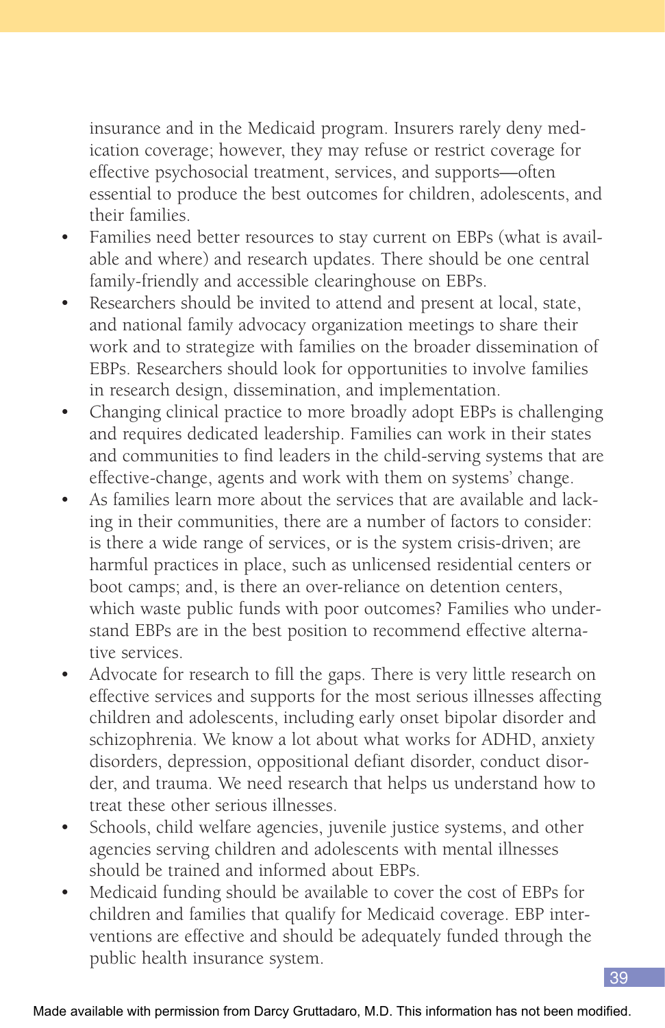insurance and in the Medicaid program. Insurers rarely deny medication coverage; however, they may refuse or restrict coverage for effective psychosocial treatment, services, and supports—often essential to produce the best outcomes for children, adolescents, and their families.

- Families need better resources to stay current on EBPs (what is available and where) and research updates. There should be one central family-friendly and accessible clearinghouse on EBPs.
- Researchers should be invited to attend and present at local, state, and national family advocacy organization meetings to share their work and to strategize with families on the broader dissemination of EBPs. Researchers should look for opportunities to involve families in research design, dissemination, and implementation.
- Changing clinical practice to more broadly adopt EBPs is challenging and requires dedicated leadership. Families can work in their states and communities to find leaders in the child-serving systems that are effective-change, agents and work with them on systems' change.
- As families learn more about the services that are available and lacking in their communities, there are a number of factors to consider: is there a wide range of services, or is the system crisis-driven; are harmful practices in place, such as unlicensed residential centers or boot camps; and, is there an over-reliance on detention centers, which waste public funds with poor outcomes? Families who understand EBPs are in the best position to recommend effective alternative services.
- Advocate for research to fill the gaps. There is very little research on effective services and supports for the most serious illnesses affecting children and adolescents, including early onset bipolar disorder and schizophrenia. We know a lot about what works for ADHD, anxiety disorders, depression, oppositional defiant disorder, conduct disorder, and trauma. We need research that helps us understand how to treat these other serious illnesses.
- Schools, child welfare agencies, juvenile justice systems, and other agencies serving children and adolescents with mental illnesses should be trained and informed about EBPs.
- Medicaid funding should be available to cover the cost of EBPs for children and families that qualify for Medicaid coverage. EBP interventions are effective and should be adequately funded through the public health insurance system.

Made available with permission from Darcy Gruttadaro, M.D. This information has not been modified.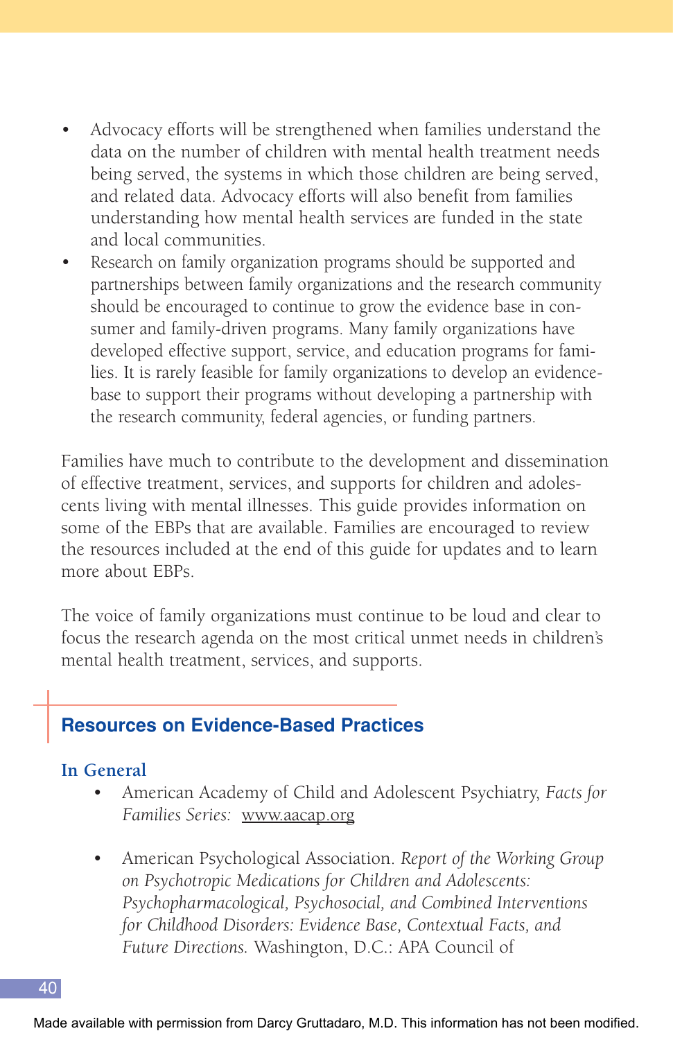- Advocacy efforts will be strengthened when families understand the data on the number of children with mental health treatment needs being served, the systems in which those children are being served, and related data. Advocacy efforts will also benefit from families understanding how mental health services are funded in the state and local communities.
- Research on family organization programs should be supported and partnerships between family organizations and the research community should be encouraged to continue to grow the evidence base in consumer and family-driven programs. Many family organizations have developed effective support, service, and education programs for families. It is rarely feasible for family organizations to develop an evidence-base to support their programs without developing a partnership with the research community, federal agencies, or funding partners.

Families have much to contribute to the development and dissemination of effective treatment, services, and supports for children and adolescents living with mental illnesses. This guide provides information on some of the EBPs that are available. Families are encouraged to review the resources included at the end of this guide for updates and to learn more about EBPs.

The voice of family organizations must continue to be loud and clear to focus the research agenda on the most critical unmet needs in children's mental health treatment, services, and supports.

## Resources on Evidence-Based Practices

### In General

- American Academy of Child and Adolescent Psychiatry, *Facts for Families Series:* www.aacap.org

- American Psychological Association. *Report of the Working Group on Psychotropic Medications for Children and Adolescents: Psychopharmacological, Psychosocial, and Combined Interventions for Childhood Disorders: Evidence Base, Contextual Facts, and Future Directions.* Washington, D.C.: APA Council of

Made available with permission from Darcy Gruttadaro, M.D. This information has not been modified.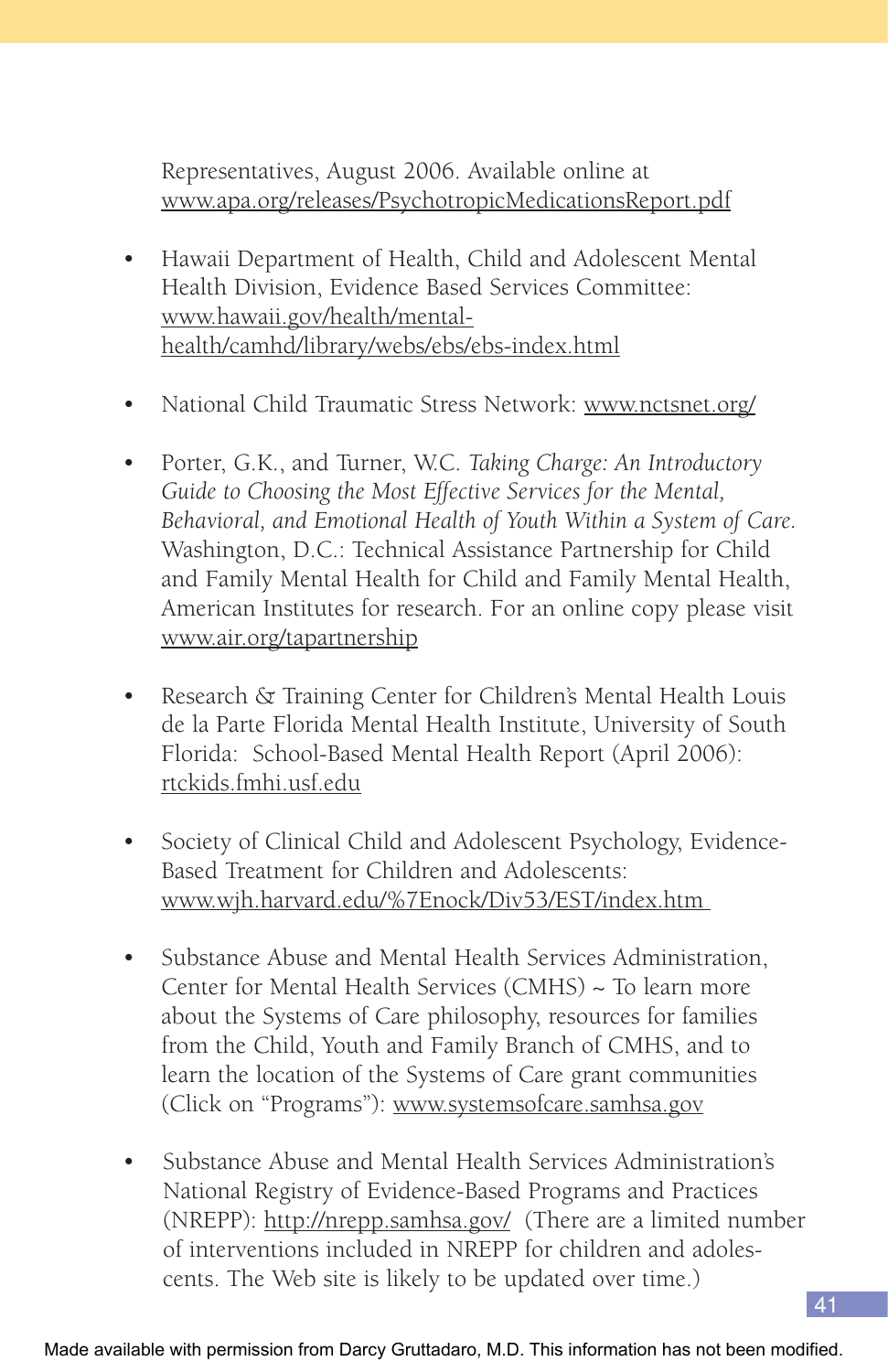Representatives, August 2006. Available online at www.apa.org/releases/PsychotropicMedicationsReport.pdf

- Hawaii Department of Health, Child and Adolescent Mental Health Division, Evidence Based Services Committee: www.hawaii.gov/health/mental-health/camhd/library/webs/ebs/ebs-index.html

- National Child Traumatic Stress Network: www.nctsnet.org/

- Porter, G.K., and Turner, W.C. *Taking Charge: An Introductory Guide to Choosing the Most Effective Services for the Mental, Behavioral, and Emotional Health of Youth Within a System of Care.* Washington, D.C.: Technical Assistance Partnership for Child and Family Mental Health for Child and Family Mental Health, American Institutes for research. For an online copy please visit www.air.org/tapartnership

- Research & Training Center for Children's Mental Health Louis de la Parte Florida Mental Health Institute, University of South Florida: School-Based Mental Health Report (April 2006): rtckids.fmhi.usf.edu

- Society of Clinical Child and Adolescent Psychology, Evidence-Based Treatment for Children and Adolescents: www.wjh.harvard.edu/%7Enock/Div53/EST/index.htm

- Substance Abuse and Mental Health Services Administration, Center for Mental Health Services (CMHS) ~ To learn more about the Systems of Care philosophy, resources for families from the Child, Youth and Family Branch of CMHS, and to learn the location of the Systems of Care grant communities (Click on "Programs"): www.systemsofcare.samhsa.gov

- Substance Abuse and Mental Health Services Administration's National Registry of Evidence-Based Programs and Practices (NREPP): http://nrepp.samhsa.gov/ (There are a limited number of interventions included in NREPP for children and adolescents. The Web site is likely to be updated over time.)

Made available with permission from Darcy Gruttadaro, M.D. This information has not been modified.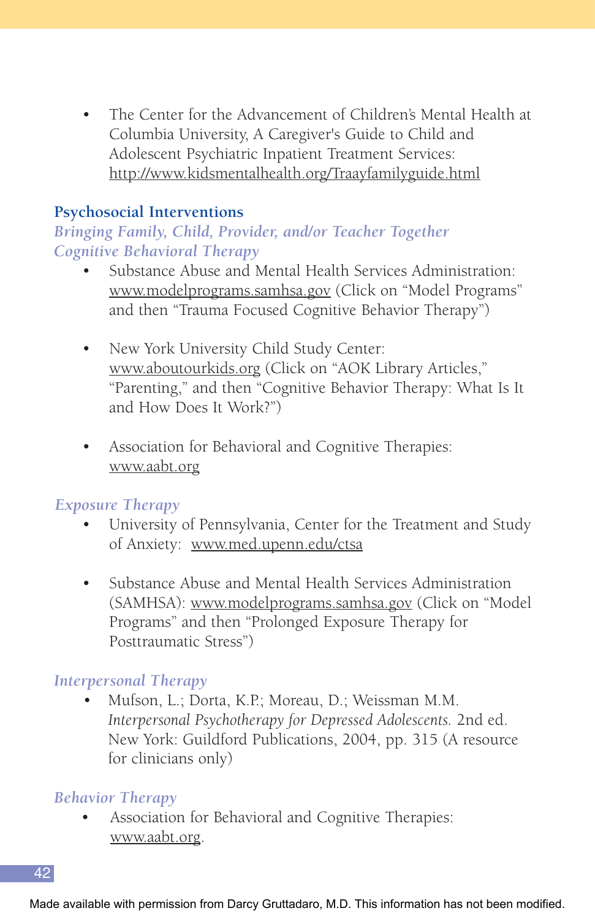- The Center for the Advancement of Children's Mental Health at Columbia University, A Caregiver's Guide to Child and Adolescent Psychiatric Inpatient Treatment Services: http://www.kidsmentalhealth.org/Traayfamilyguide.html

## Psychosocial Interventions

### *Bringing Family, Child, Provider, and/or Teacher Together*

### *Cognitive Behavioral Therapy*

- Substance Abuse and Mental Health Services Administration: www.modelprograms.samhsa.gov (Click on "Model Programs" and then "Trauma Focused Cognitive Behavior Therapy")

- New York University Child Study Center: www.aboutourkids.org (Click on "AOK Library Articles," "Parenting," and then "Cognitive Behavior Therapy: What Is It and How Does It Work?")

- Association for Behavioral and Cognitive Therapies: www.aabt.org

### *Exposure Therapy*

- University of Pennsylvania, Center for the Treatment and Study of Anxiety: www.med.upenn.edu/ctsa

- Substance Abuse and Mental Health Services Administration (SAMHSA): www.modelprograms.samhsa.gov (Click on "Model Programs" and then "Prolonged Exposure Therapy for Posttraumatic Stress")

### *Interpersonal Therapy*

- Mufson, L.; Dorta, K.P.; Moreau, D.; Weissman M.M. *Interpersonal Psychotherapy for Depressed Adolescents.* 2nd ed. New York: Guildford Publications, 2004, pp. 315 (A resource for clinicians only)

### *Behavior Therapy*

- Association for Behavioral and Cognitive Therapies: www.aabt.org.

Made available with permission from Darcy Gruttadaro, M.D. This information has not been modified.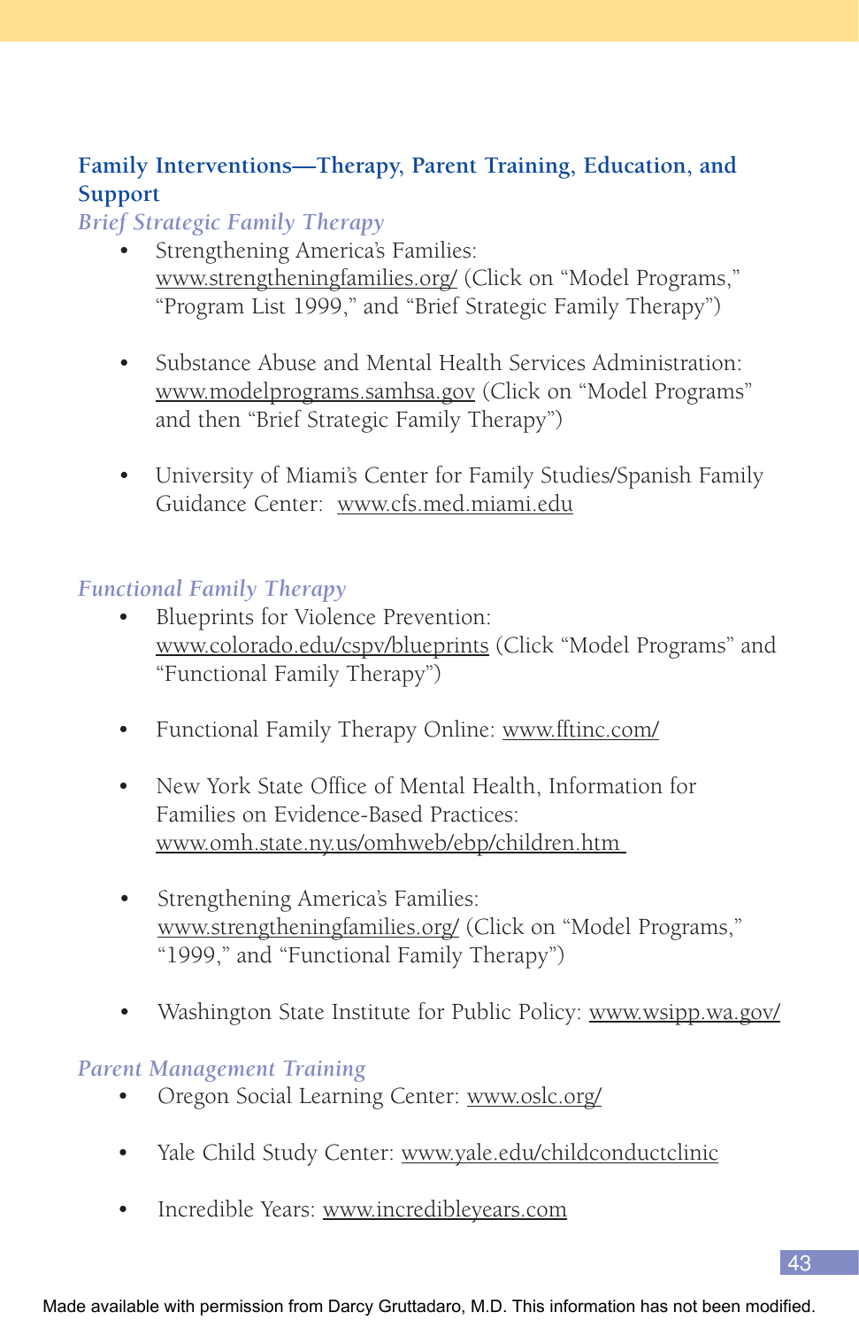## Family Interventions—Therapy, Parent Training, Education, and Support

### *Brief Strategic Family Therapy*

- Strengthening America's Families: www.strengtheningfamilies.org/ (Click on "Model Programs," "Program List 1999," and "Brief Strategic Family Therapy")
- Substance Abuse and Mental Health Services Administration: www.modelprograms.samhsa.gov (Click on "Model Programs" and then "Brief Strategic Family Therapy")
- University of Miami's Center for Family Studies/Spanish Family Guidance Center: www.cfs.med.miami.edu

### *Functional Family Therapy*

- Blueprints for Violence Prevention: www.colorado.edu/cspv/blueprints (Click "Model Programs" and "Functional Family Therapy")
- Functional Family Therapy Online: www.fftinc.com/
- New York State Office of Mental Health, Information for Families on Evidence-Based Practices: www.omh.state.ny.us/omhweb/ebp/children.htm
- Strengthening America's Families: www.strengtheningfamilies.org/ (Click on "Model Programs," "1999," and "Functional Family Therapy")
- Washington State Institute for Public Policy: www.wsipp.wa.gov/

### *Parent Management Training*

- Oregon Social Learning Center: www.oslc.org/
- Yale Child Study Center: www.yale.edu/childconductclinic
- Incredible Years: www.incredibleyears.com

Made available with permission from Darcy Gruttadaro, M.D. This information has not been modified.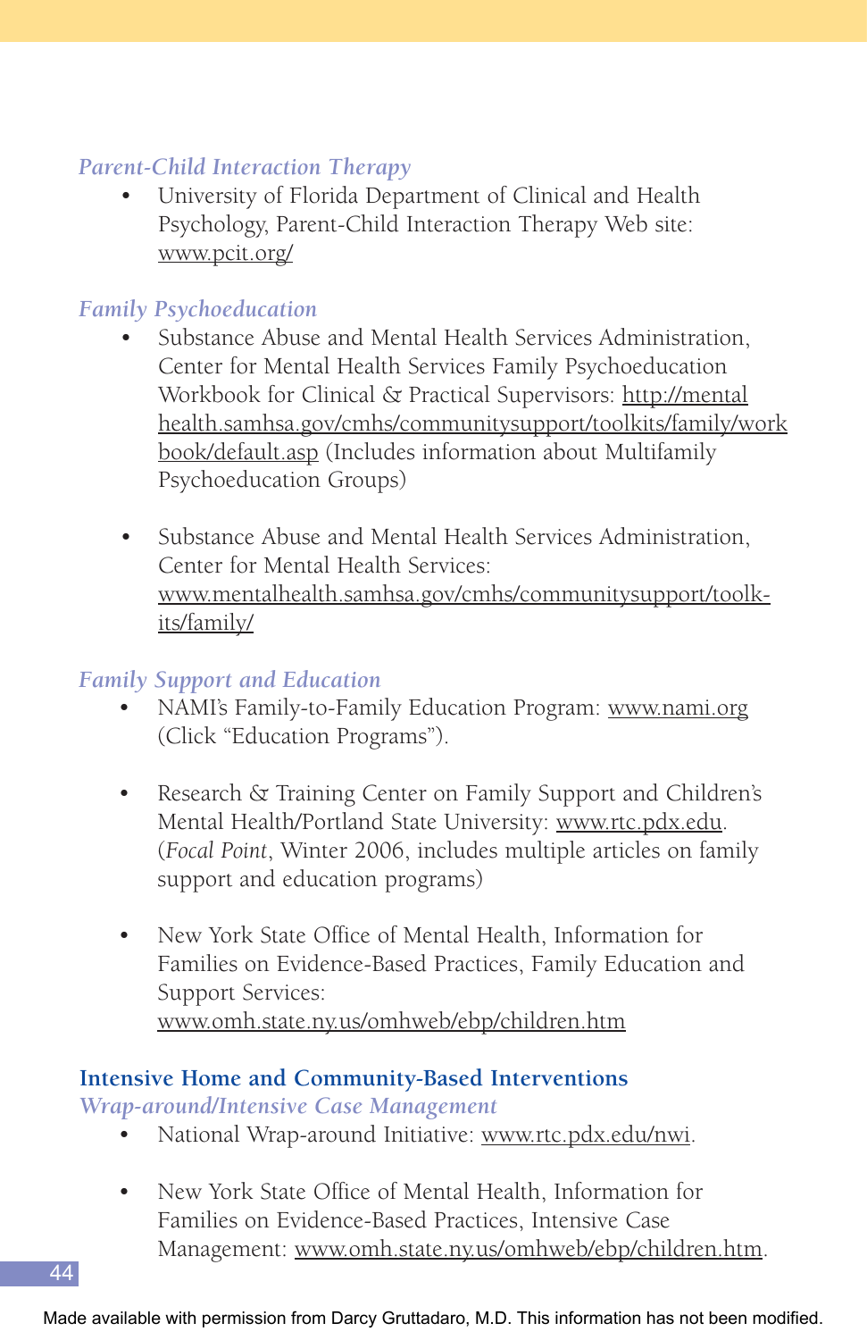*Parent-Child Interaction Therapy*

- University of Florida Department of Clinical and Health Psychology, Parent-Child Interaction Therapy Web site: www.pcit.org/

*Family Psychoeducation*

- Substance Abuse and Mental Health Services Administration, Center for Mental Health Services Family Psychoeducation Workbook for Clinical & Practical Supervisors: http://mentalhealth.samhsa.gov/cmhs/communitysupport/toolkits/family/workbook/default.asp (Includes information about Multifamily Psychoeducation Groups)

- Substance Abuse and Mental Health Services Administration, Center for Mental Health Services: www.mentalhealth.samhsa.gov/cmhs/communitysupport/toolkits/family/

*Family Support and Education*

- NAMI's Family-to-Family Education Program: www.nami.org (Click "Education Programs").

- Research & Training Center on Family Support and Children's Mental Health/Portland State University: www.rtc.pdx.edu. (*Focal Point*, Winter 2006, includes multiple articles on family support and education programs)

- New York State Office of Mental Health, Information for Families on Evidence-Based Practices, Family Education and Support Services: www.omh.state.ny.us/omhweb/ebp/children.htm

**Intensive Home and Community-Based Interventions**

*Wrap-around/Intensive Case Management*

- National Wrap-around Initiative: www.rtc.pdx.edu/nwi.

- New York State Office of Mental Health, Information for Families on Evidence-Based Practices, Intensive Case Management: www.omh.state.ny.us/omhweb/ebp/children.htm.

Made available with permission from Darcy Gruttadaro, M.D. This information has not been modified.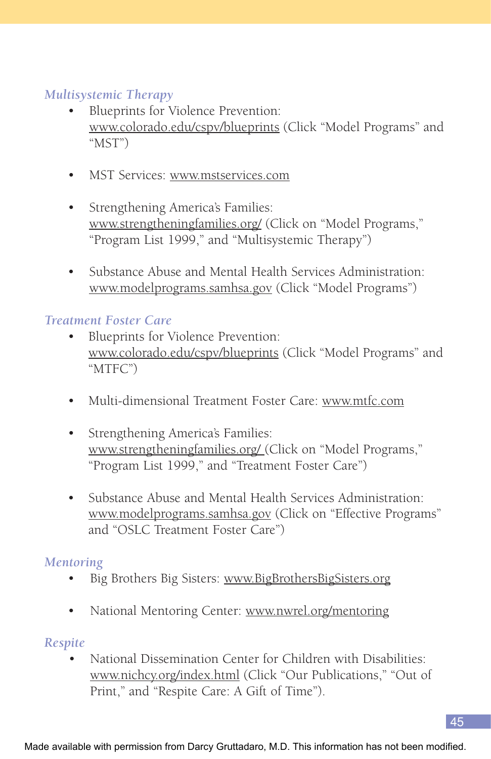### *Multisystemic Therapy*

- Blueprints for Violence Prevention: www.colorado.edu/cspv/blueprints (Click "Model Programs" and "MST")
- MST Services: www.mstservices.com
- Strengthening America's Families: www.strengtheningfamilies.org/ (Click on "Model Programs," "Program List 1999," and "Multisystemic Therapy")
- Substance Abuse and Mental Health Services Administration: www.modelprograms.samhsa.gov (Click "Model Programs")

### *Treatment Foster Care*

- Blueprints for Violence Prevention: www.colorado.edu/cspv/blueprints (Click "Model Programs" and "MTFC")
- Multi-dimensional Treatment Foster Care: www.mtfc.com
- Strengthening America's Families: www.strengtheningfamilies.org/ (Click on "Model Programs," "Program List 1999," and "Treatment Foster Care")
- Substance Abuse and Mental Health Services Administration: www.modelprograms.samhsa.gov (Click on "Effective Programs" and "OSLC Treatment Foster Care")

### *Mentoring*

- Big Brothers Big Sisters: www.BigBrothersBigSisters.org
- National Mentoring Center: www.nwrel.org/mentoring

### *Respite*

- National Dissemination Center for Children with Disabilities: www.nichcy.org/index.html (Click "Our Publications," "Out of Print," and "Respite Care: A Gift of Time").

Made available with permission from Darcy Gruttadaro, M.D. This information has not been modified.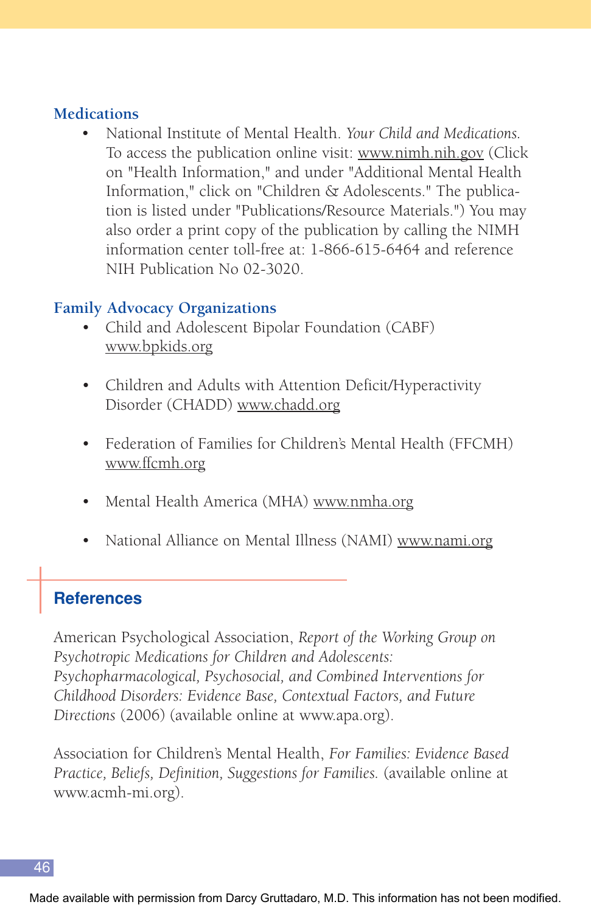### Medications

- National Institute of Mental Health. *Your Child and Medications*. To access the publication online visit: www.nimh.nih.gov (Click on "Health Information," and under "Additional Mental Health Information," click on "Children & Adolescents." The publication is listed under "Publications/Resource Materials.") You may also order a print copy of the publication by calling the NIMH information center toll-free at: 1-866-615-6464 and reference NIH Publication No 02-3020.

### Family Advocacy Organizations

- Child and Adolescent Bipolar Foundation (CABF) www.bpkids.org

- Children and Adults with Attention Deficit/Hyperactivity Disorder (CHADD) www.chadd.org

- Federation of Families for Children's Mental Health (FFCMH) www.ffcmh.org

- Mental Health America (MHA) www.nmha.org

- National Alliance on Mental Illness (NAMI) www.nami.org

## References

American Psychological Association, *Report of the Working Group on Psychotropic Medications for Children and Adolescents: Psychopharmacological, Psychosocial, and Combined Interventions for Childhood Disorders: Evidence Base, Contextual Factors, and Future Directions* (2006) (available online at www.apa.org).

Association for Children's Mental Health, *For Families: Evidence Based Practice, Beliefs, Definition, Suggestions for Families.* (available online at www.acmh-mi.org).

Made available with permission from Darcy Gruttadaro, M.D. This information has not been modified.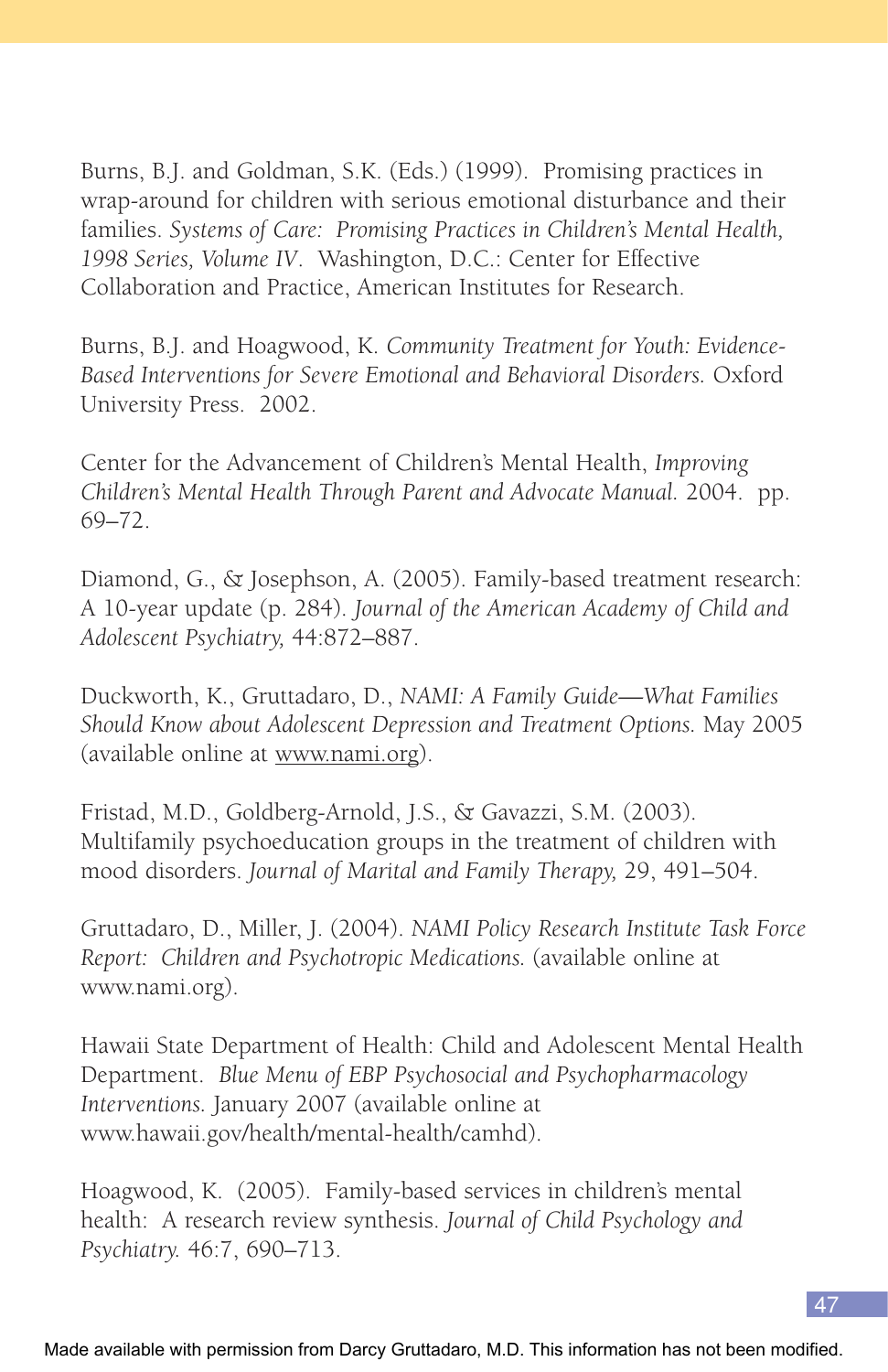Burns, B.J. and Goldman, S.K. (Eds.) (1999). Promising practices in wrap-around for children with serious emotional disturbance and their families. *Systems of Care: Promising Practices in Children's Mental Health, 1998 Series, Volume IV*. Washington, D.C.: Center for Effective Collaboration and Practice, American Institutes for Research.

Burns, B.J. and Hoagwood, K. *Community Treatment for Youth: Evidence-Based Interventions for Severe Emotional and Behavioral Disorders.* Oxford University Press. 2002.

Center for the Advancement of Children's Mental Health, *Improving Children's Mental Health Through Parent and Advocate Manual.* 2004. pp. 69–72.

Diamond, G., & Josephson, A. (2005). Family-based treatment research: A 10-year update (p. 284). *Journal of the American Academy of Child and Adolescent Psychiatry,* 44:872–887.

Duckworth, K., Gruttadaro, D., *NAMI: A Family Guide—What Families Should Know about Adolescent Depression and Treatment Options.* May 2005 (available online at www.nami.org).

Fristad, M.D., Goldberg-Arnold, J.S., & Gavazzi, S.M. (2003). Multifamily psychoeducation groups in the treatment of children with mood disorders. *Journal of Marital and Family Therapy,* 29, 491–504.

Gruttadaro, D., Miller, J. (2004). *NAMI Policy Research Institute Task Force Report: Children and Psychotropic Medications.* (available online at www.nami.org).

Hawaii State Department of Health: Child and Adolescent Mental Health Department. *Blue Menu of EBP Psychosocial and Psychopharmacology Interventions.* January 2007 (available online at www.hawaii.gov/health/mental-health/camhd).

Hoagwood, K. (2005). Family-based services in children's mental health: A research review synthesis. *Journal of Child Psychology and Psychiatry.* 46:7, 690–713.

Made available with permission from Darcy Gruttadaro, M.D. This information has not been modified.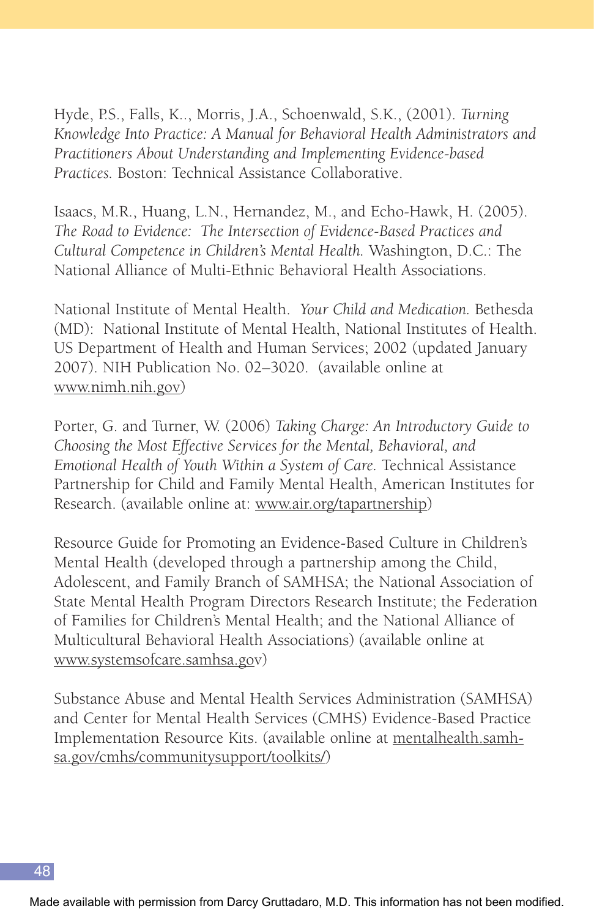Hyde, P.S., Falls, K.., Morris, J.A., Schoenwald, S.K., (2001). *Turning Knowledge Into Practice: A Manual for Behavioral Health Administrators and Practitioners About Understanding and Implementing Evidence-based Practices.* Boston: Technical Assistance Collaborative.

Isaacs, M.R., Huang, L.N., Hernandez, M., and Echo-Hawk, H. (2005). *The Road to Evidence: The Intersection of Evidence-Based Practices and Cultural Competence in Children's Mental Health.* Washington, D.C.: The National Alliance of Multi-Ethnic Behavioral Health Associations.

National Institute of Mental Health. *Your Child and Medication.* Bethesda (MD): National Institute of Mental Health, National Institutes of Health. US Department of Health and Human Services; 2002 (updated January 2007). NIH Publication No. 02–3020. (available online at www.nimh.nih.gov)

Porter, G. and Turner, W. (2006) *Taking Charge: An Introductory Guide to Choosing the Most Effective Services for the Mental, Behavioral, and Emotional Health of Youth Within a System of Care.* Technical Assistance Partnership for Child and Family Mental Health, American Institutes for Research. (available online at: www.air.org/tapartnership)

Resource Guide for Promoting an Evidence-Based Culture in Children's Mental Health (developed through a partnership among the Child, Adolescent, and Family Branch of SAMHSA; the National Association of State Mental Health Program Directors Research Institute; the Federation of Families for Children's Mental Health; and the National Alliance of Multicultural Behavioral Health Associations) (available online at www.systemsofcare.samhsa.gov)

Substance Abuse and Mental Health Services Administration (SAMHSA) and Center for Mental Health Services (CMHS) Evidence-Based Practice Implementation Resource Kits. (available online at mentalhealth.samhsa.gov/cmhs/communitysupport/toolkits/)

Made available with permission from Darcy Gruttadaro, M.D. This information has not been modified.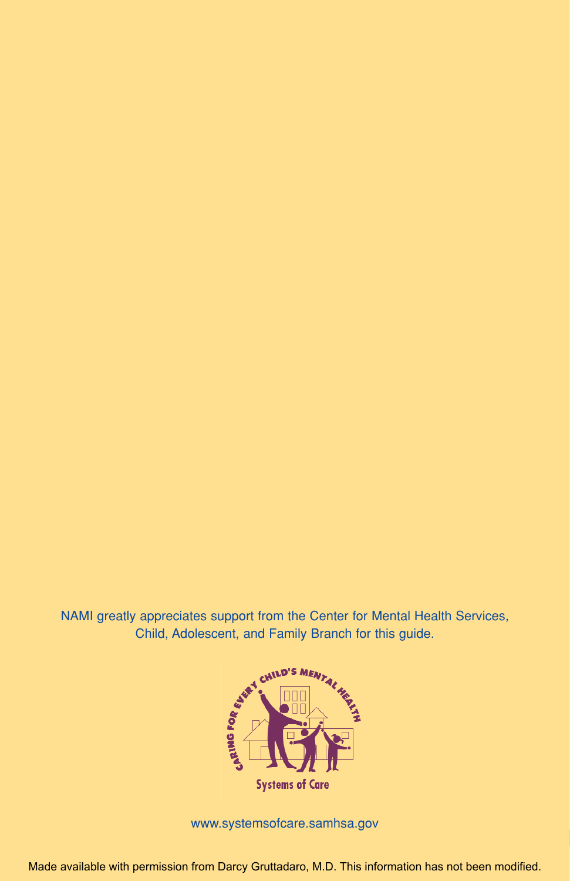NAMI greatly appreciates support from the Center for Mental Health Services, Child, Adolescent, and Family Branch for this guide.

CARING FOR EVERY CHILD'S MENTAL HEALTH

Systems of Care

www.systemsofcare.samhsa.gov

Made available with permission from Darcy Gruttadaro, M.D. This information has not been modified.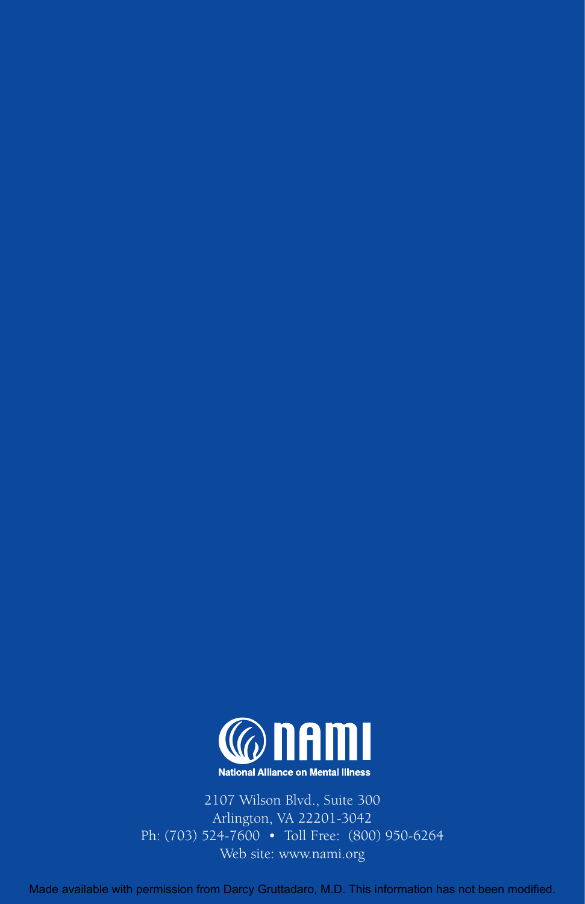**NAMI**

**National Alliance on Mental Illness**

2107 Wilson Blvd., Suite 300
Arlington, VA 22201-3042
Ph: (703) 524-7600 • Toll Free: (800) 950-6264
Web site: www.nami.org

Made available with permission from Darcy Gruttadaro, M.D. This information has not been modified.